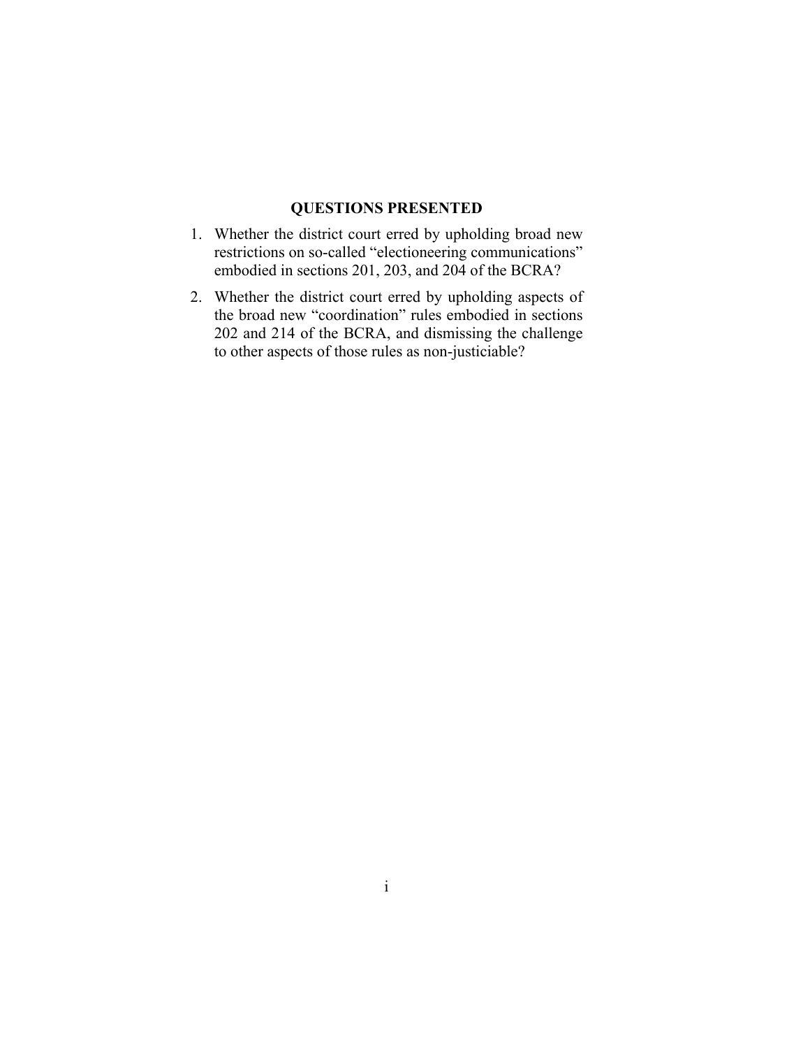# QUESTIONS PRESENTED

1. Whether the district court erred by upholding broad new restrictions on so-called "electioneering communications" embodied in sections 201, 203, and 204 of the BCRA?

2. Whether the district court erred by upholding aspects of the broad new "coordination" rules embodied in sections 202 and 214 of the BCRA, and dismissing the challenge to other aspects of those rules as non-justiciable?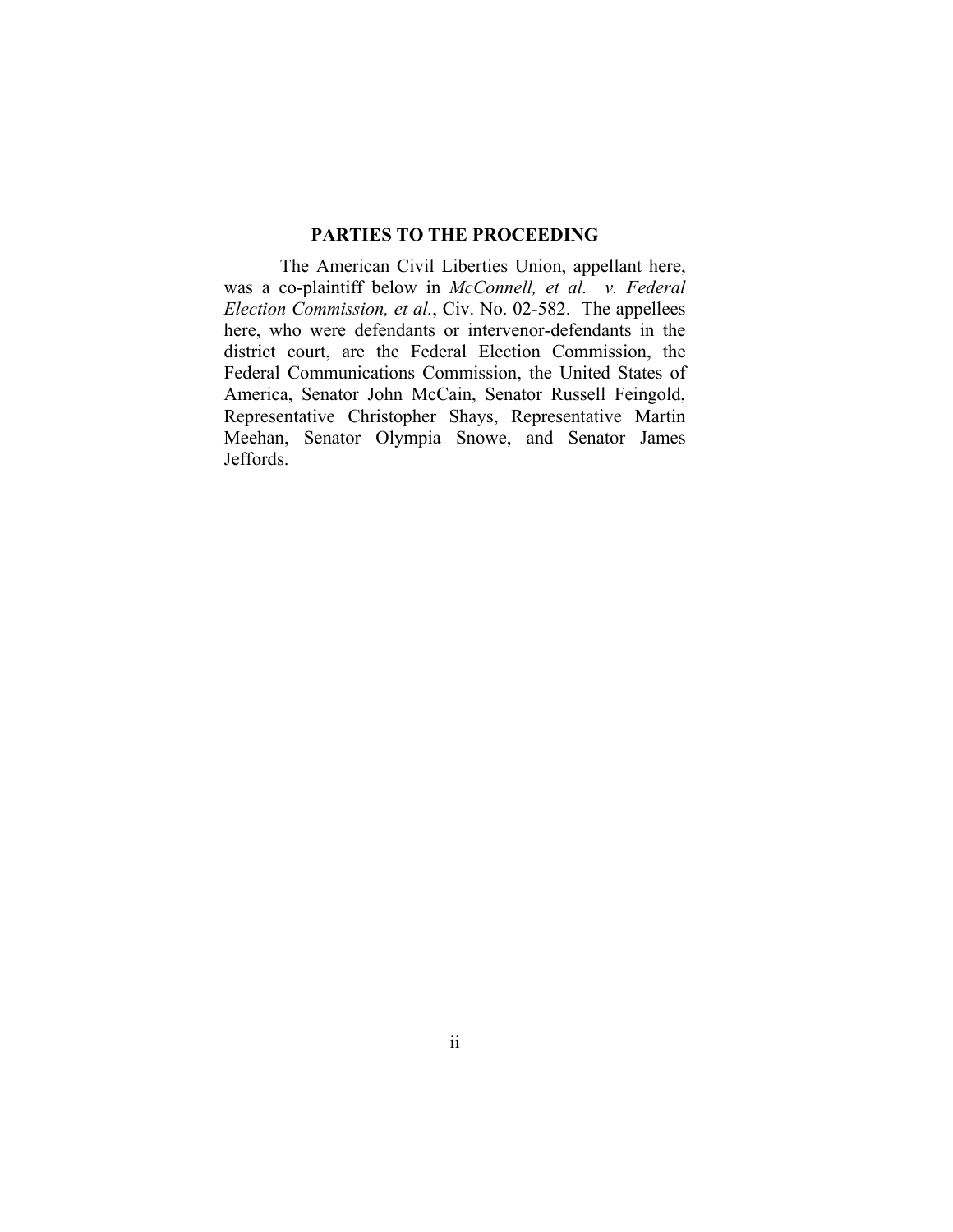## PARTIES TO THE PROCEEDING

The American Civil Liberties Union, appellant here, was a co-plaintiff below in *McConnell, et al. v. Federal Election Commission, et al.*, Civ. No. 02-582. The appellees here, who were defendants or intervenor-defendants in the district court, are the Federal Election Commission, the Federal Communications Commission, the United States of America, Senator John McCain, Senator Russell Feingold, Representative Christopher Shays, Representative Martin Meehan, Senator Olympia Snowe, and Senator James Jeffords.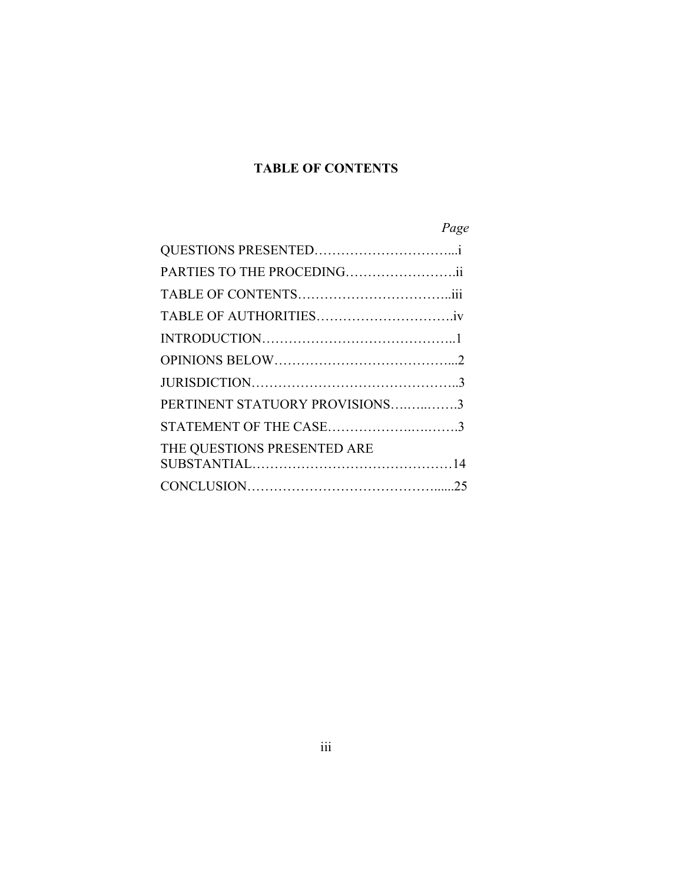# TABLE OF CONTENTS

| | Page |
|---|---|
| QUESTIONS PRESENTED | i |
| PARTIES TO THE PROCEDING | ii |
| TABLE OF CONTENTS | iii |
| TABLE OF AUTHORITIES | iv |
| INTRODUCTION | 1 |
| OPINIONS BELOW | 2 |
| JURISDICTION | 3 |
| PERTINENT STATUORY PROVISIONS | 3 |
| STATEMENT OF THE CASE | 3 |
| THE QUESTIONS PRESENTED ARE SUBSTANTIAL | 14 |
| CONCLUSION | 25 |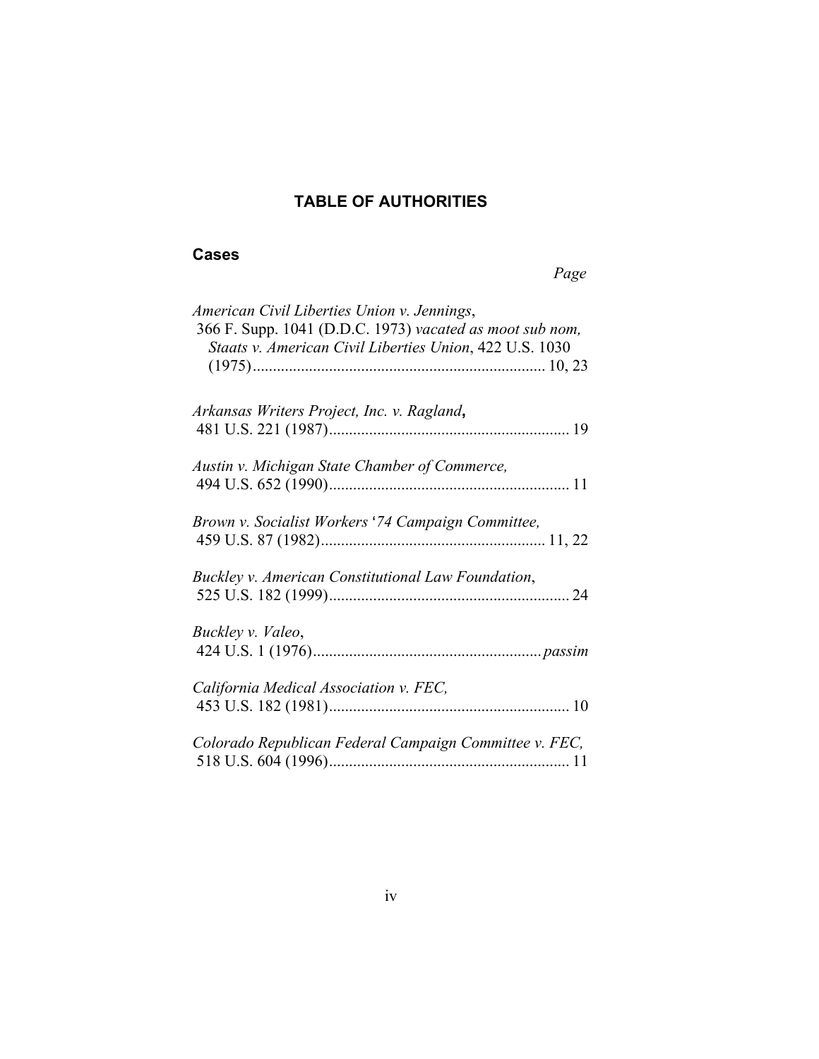## TABLE OF AUTHORITIES

### Cases

*Page*

*American Civil Liberties Union v. Jennings*, 366 F. Supp. 1041 (D.D.C. 1973) *vacated as moot sub nom, Staats v. American Civil Liberties Union*, 422 U.S. 1030 (1975) ........................................................................ 10, 23

*Arkansas Writers Project, Inc. v. Ragland***,** 481 U.S. 221 (1987)............................................................ 19

*Austin v. Michigan State Chamber of Commerce,* 494 U.S. 652 (1990)............................................................ 11

*Brown v. Socialist Workers '74 Campaign Committee,* 459 U.S. 87 (1982)........................................................ 11, 22

*Buckley v. American Constitutional Law Foundation*, 525 U.S. 182 (1999)............................................................ 24

*Buckley v. Valeo*, 424 U.S. 1 (1976).........................................................*passim*

*California Medical Association v. FEC,* 453 U.S. 182 (1981)............................................................ 10

*Colorado Republican Federal Campaign Committee v. FEC,* 518 U.S. 604 (1996)............................................................ 11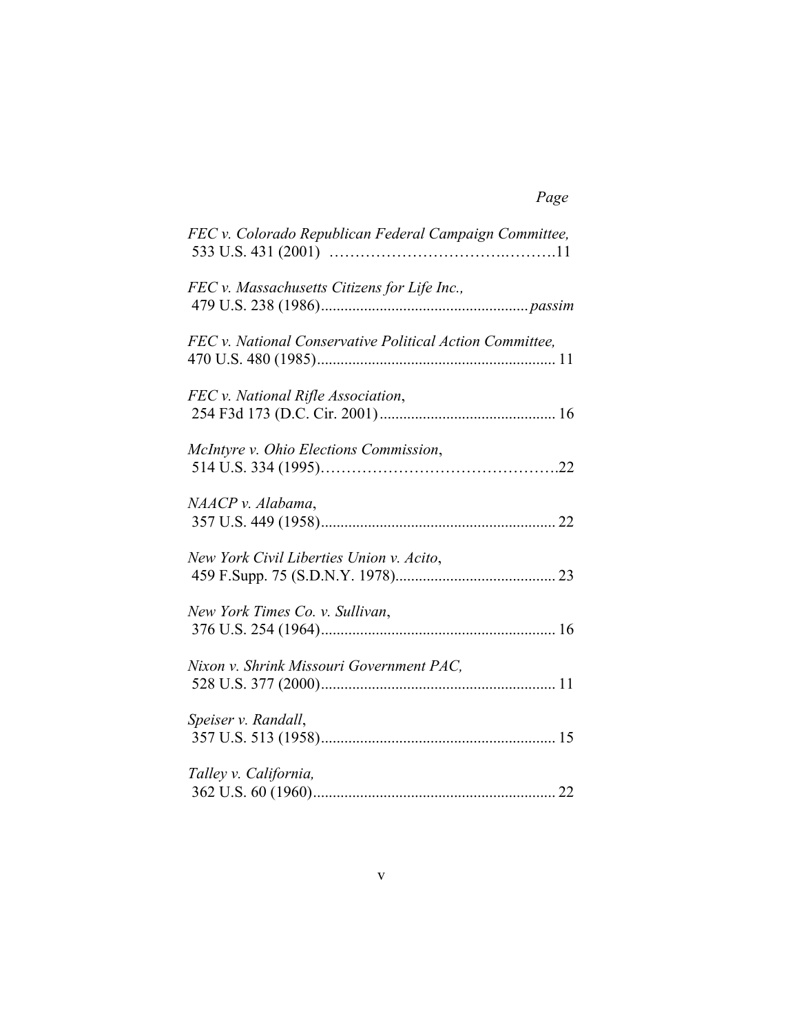*Page*

*FEC v. Colorado Republican Federal Campaign Committee,* 533 U.S. 431 (2001) ……………………………..……….11

*FEC v. Massachusetts Citizens for Life Inc.,* 479 U.S. 238 (1986)..................................................... *passim*

*FEC v. National Conservative Political Action Committee,* 470 U.S. 480 (1985)............................................................ 11

*FEC v. National Rifle Association*, 254 F3d 173 (D.C. Cir. 2001)............................................. 16

*McIntyre v. Ohio Elections Commission*, 514 U.S. 334 (1995)……………………………………….22

*NAACP v. Alabama*, 357 U.S. 449 (1958)............................................................ 22

*New York Civil Liberties Union v. Acito*, 459 F.Supp. 75 (S.D.N.Y. 1978)......................................... 23

*New York Times Co. v. Sullivan*, 376 U.S. 254 (1964)............................................................ 16

*Nixon v. Shrink Missouri Government PAC,* 528 U.S. 377 (2000)............................................................ 11

*Speiser v. Randall*, 357 U.S. 513 (1958)............................................................ 15

*Talley v. California,* 362 U.S. 60 (1960).............................................................. 22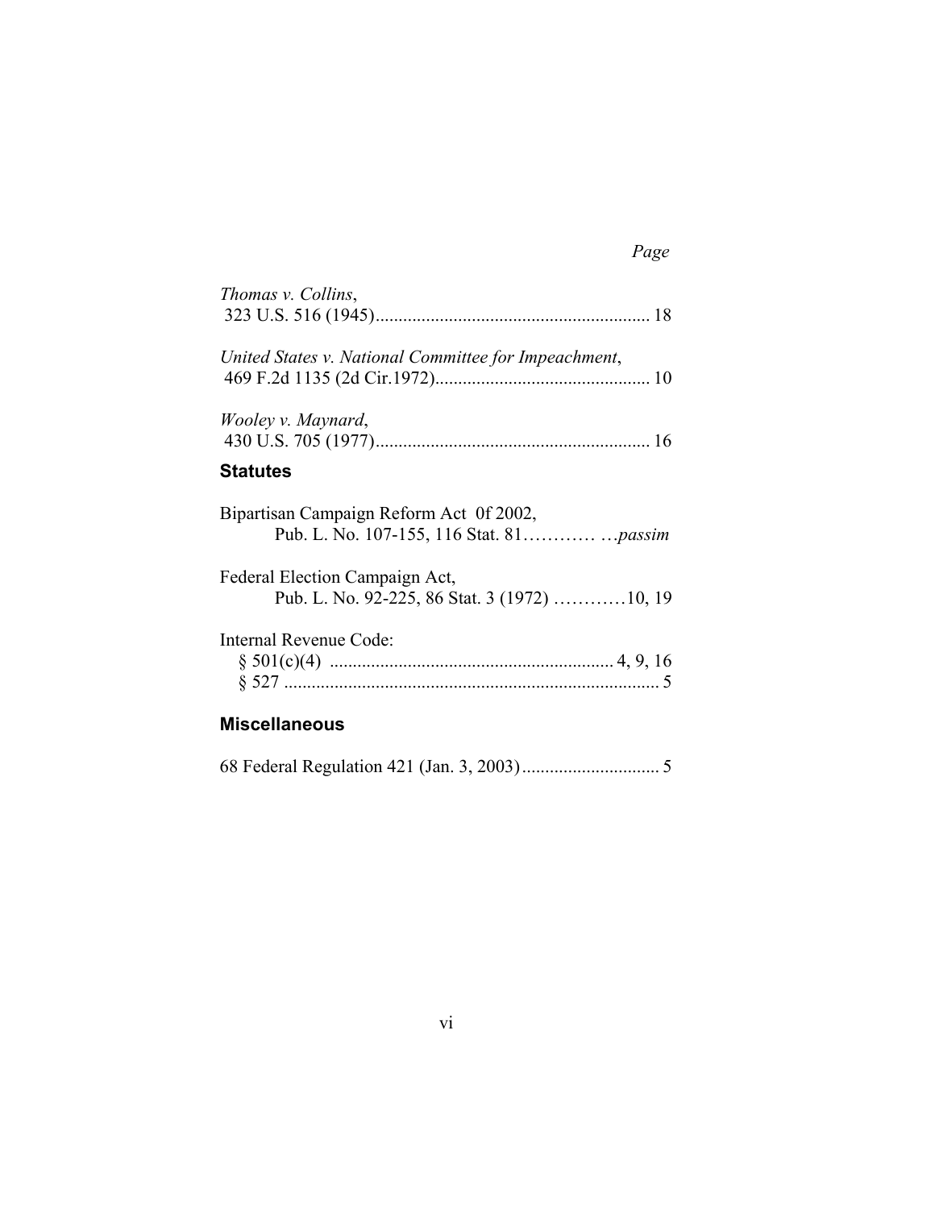*Page*

*Thomas v. Collins*,
323 U.S. 516 (1945)............................................................ 18

*United States v. National Committee for Impeachment*,
469 F.2d 1135 (2d Cir.1972)............................................... 10

*Wooley v. Maynard*,
430 U.S. 705 (1977)............................................................ 16

## Statutes

Bipartisan Campaign Reform Act 0f 2002,
Pub. L. No. 107-155, 116 Stat. 81………… …*passim*

Federal Election Campaign Act,
Pub. L. No. 92-225, 86 Stat. 3 (1972) …………10, 19

Internal Revenue Code:
§ 501(c)(4) ............................................................. 4, 9, 16
§ 527 .................................................................................. 5

## Miscellaneous

68 Federal Regulation 421 (Jan. 3, 2003).............................. 5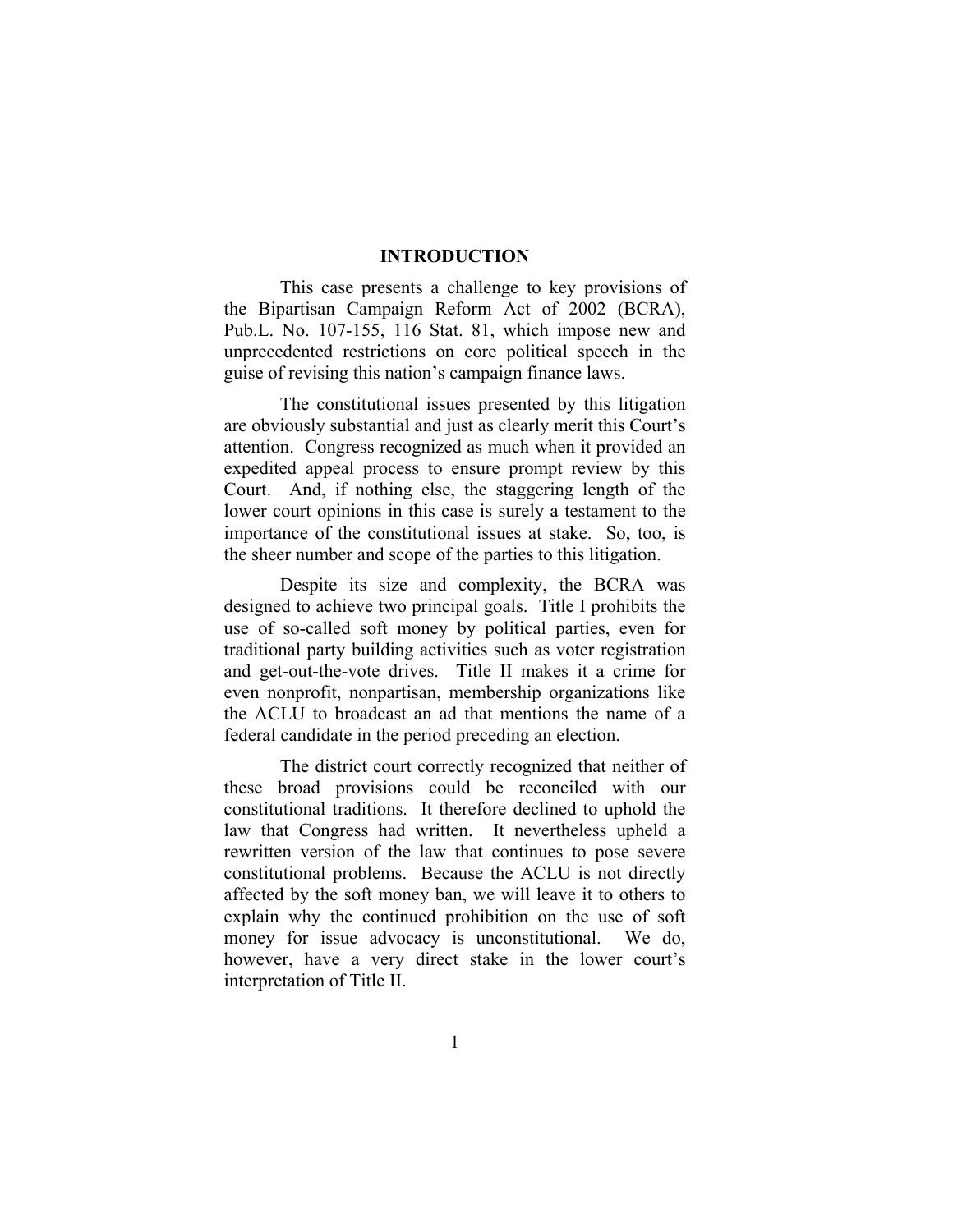# INTRODUCTION

This case presents a challenge to key provisions of the Bipartisan Campaign Reform Act of 2002 (BCRA), Pub.L. No. 107-155, 116 Stat. 81, which impose new and unprecedented restrictions on core political speech in the guise of revising this nation's campaign finance laws.

The constitutional issues presented by this litigation are obviously substantial and just as clearly merit this Court's attention. Congress recognized as much when it provided an expedited appeal process to ensure prompt review by this Court. And, if nothing else, the staggering length of the lower court opinions in this case is surely a testament to the importance of the constitutional issues at stake. So, too, is the sheer number and scope of the parties to this litigation.

Despite its size and complexity, the BCRA was designed to achieve two principal goals. Title I prohibits the use of so-called soft money by political parties, even for traditional party building activities such as voter registration and get-out-the-vote drives. Title II makes it a crime for even nonprofit, nonpartisan, membership organizations like the ACLU to broadcast an ad that mentions the name of a federal candidate in the period preceding an election.

The district court correctly recognized that neither of these broad provisions could be reconciled with our constitutional traditions. It therefore declined to uphold the law that Congress had written. It nevertheless upheld a rewritten version of the law that continues to pose severe constitutional problems. Because the ACLU is not directly affected by the soft money ban, we will leave it to others to explain why the continued prohibition on the use of soft money for issue advocacy is unconstitutional. We do, however, have a very direct stake in the lower court's interpretation of Title II.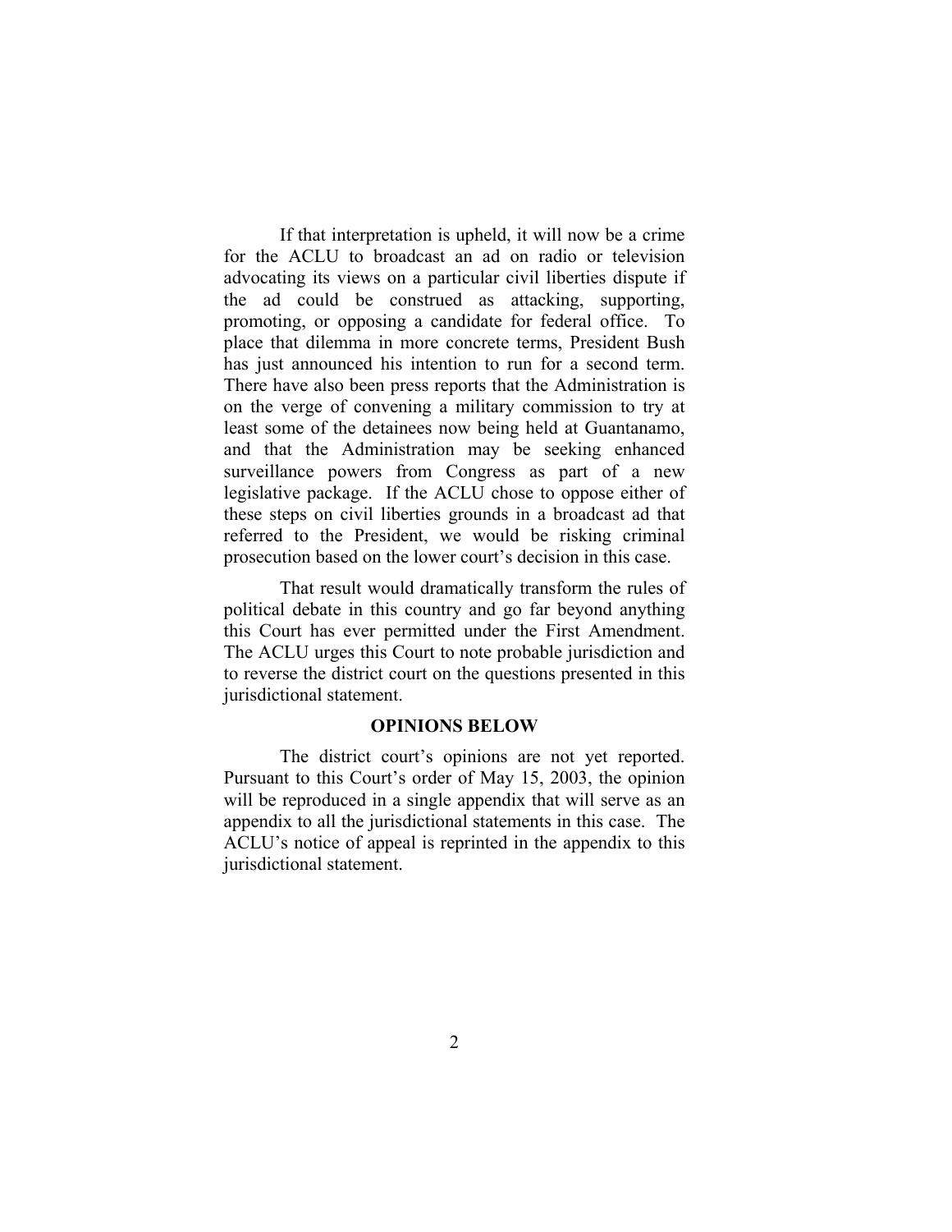If that interpretation is upheld, it will now be a crime for the ACLU to broadcast an ad on radio or television advocating its views on a particular civil liberties dispute if the ad could be construed as attacking, supporting, promoting, or opposing a candidate for federal office. To place that dilemma in more concrete terms, President Bush has just announced his intention to run for a second term. There have also been press reports that the Administration is on the verge of convening a military commission to try at least some of the detainees now being held at Guantanamo, and that the Administration may be seeking enhanced surveillance powers from Congress as part of a new legislative package. If the ACLU chose to oppose either of these steps on civil liberties grounds in a broadcast ad that referred to the President, we would be risking criminal prosecution based on the lower court's decision in this case.

That result would dramatically transform the rules of political debate in this country and go far beyond anything this Court has ever permitted under the First Amendment. The ACLU urges this Court to note probable jurisdiction and to reverse the district court on the questions presented in this jurisdictional statement.

## OPINIONS BELOW

The district court's opinions are not yet reported. Pursuant to this Court's order of May 15, 2003, the opinion will be reproduced in a single appendix that will serve as an appendix to all the jurisdictional statements in this case. The ACLU's notice of appeal is reprinted in the appendix to this jurisdictional statement.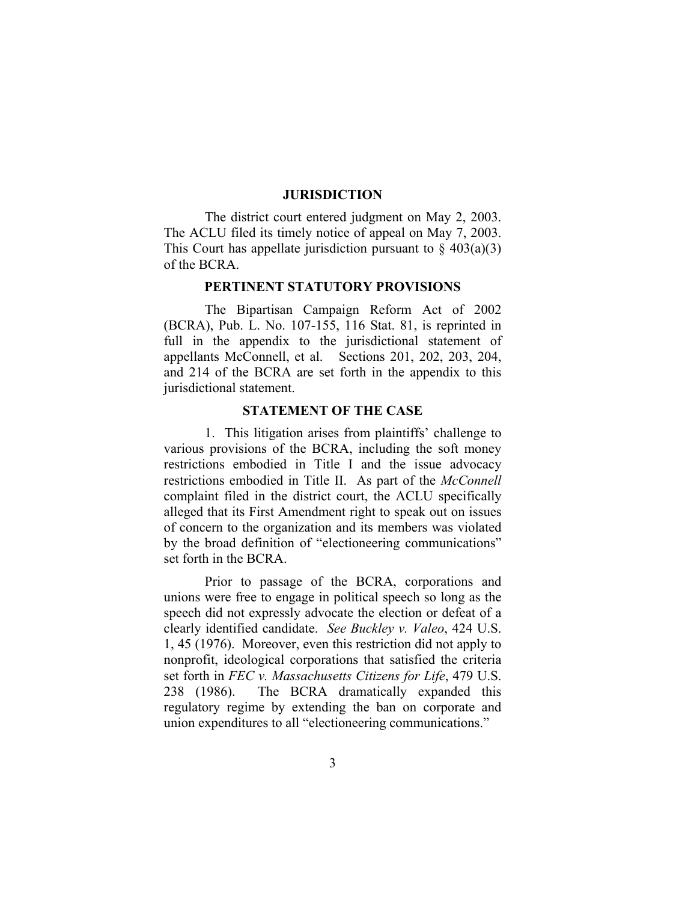## JURISDICTION

The district court entered judgment on May 2, 2003. The ACLU filed its timely notice of appeal on May 7, 2003. This Court has appellate jurisdiction pursuant to § 403(a)(3) of the BCRA.

## PERTINENT STATUTORY PROVISIONS

The Bipartisan Campaign Reform Act of 2002 (BCRA), Pub. L. No. 107-155, 116 Stat. 81, is reprinted in full in the appendix to the jurisdictional statement of appellants McConnell, et al. Sections 201, 202, 203, 204, and 214 of the BCRA are set forth in the appendix to this jurisdictional statement.

## STATEMENT OF THE CASE

1. This litigation arises from plaintiffs' challenge to various provisions of the BCRA, including the soft money restrictions embodied in Title I and the issue advocacy restrictions embodied in Title II. As part of the *McConnell* complaint filed in the district court, the ACLU specifically alleged that its First Amendment right to speak out on issues of concern to the organization and its members was violated by the broad definition of "electioneering communications" set forth in the BCRA.

Prior to passage of the BCRA, corporations and unions were free to engage in political speech so long as the speech did not expressly advocate the election or defeat of a clearly identified candidate. *See Buckley v. Valeo*, 424 U.S. 1, 45 (1976). Moreover, even this restriction did not apply to nonprofit, ideological corporations that satisfied the criteria set forth in *FEC v. Massachusetts Citizens for Life*, 479 U.S. 238 (1986). The BCRA dramatically expanded this regulatory regime by extending the ban on corporate and union expenditures to all "electioneering communications."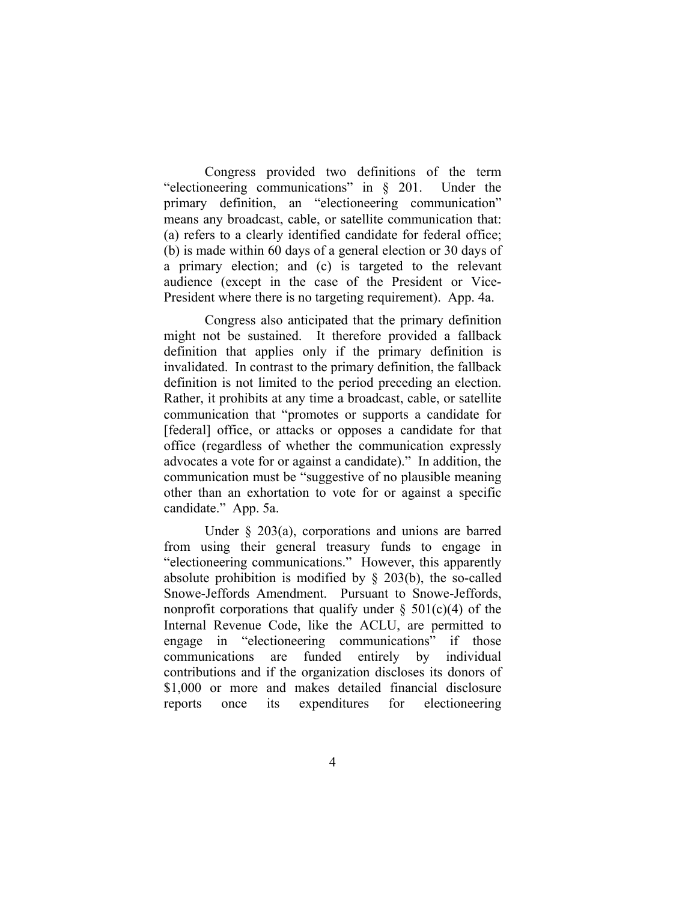Congress provided two definitions of the term "electioneering communications" in § 201. Under the primary definition, an "electioneering communication" means any broadcast, cable, or satellite communication that: (a) refers to a clearly identified candidate for federal office; (b) is made within 60 days of a general election or 30 days of a primary election; and (c) is targeted to the relevant audience (except in the case of the President or Vice-President where there is no targeting requirement). App. 4a.

Congress also anticipated that the primary definition might not be sustained. It therefore provided a fallback definition that applies only if the primary definition is invalidated. In contrast to the primary definition, the fallback definition is not limited to the period preceding an election. Rather, it prohibits at any time a broadcast, cable, or satellite communication that "promotes or supports a candidate for [federal] office, or attacks or opposes a candidate for that office (regardless of whether the communication expressly advocates a vote for or against a candidate)." In addition, the communication must be "suggestive of no plausible meaning other than an exhortation to vote for or against a specific candidate." App. 5a.

Under § 203(a), corporations and unions are barred from using their general treasury funds to engage in "electioneering communications." However, this apparently absolute prohibition is modified by § 203(b), the so-called Snowe-Jeffords Amendment. Pursuant to Snowe-Jeffords, nonprofit corporations that qualify under § 501(c)(4) of the Internal Revenue Code, like the ACLU, are permitted to engage in "electioneering communications" if those communications are funded entirely by individual contributions and if the organization discloses its donors of $1,000 or more and makes detailed financial disclosure reports once its expenditures for electioneering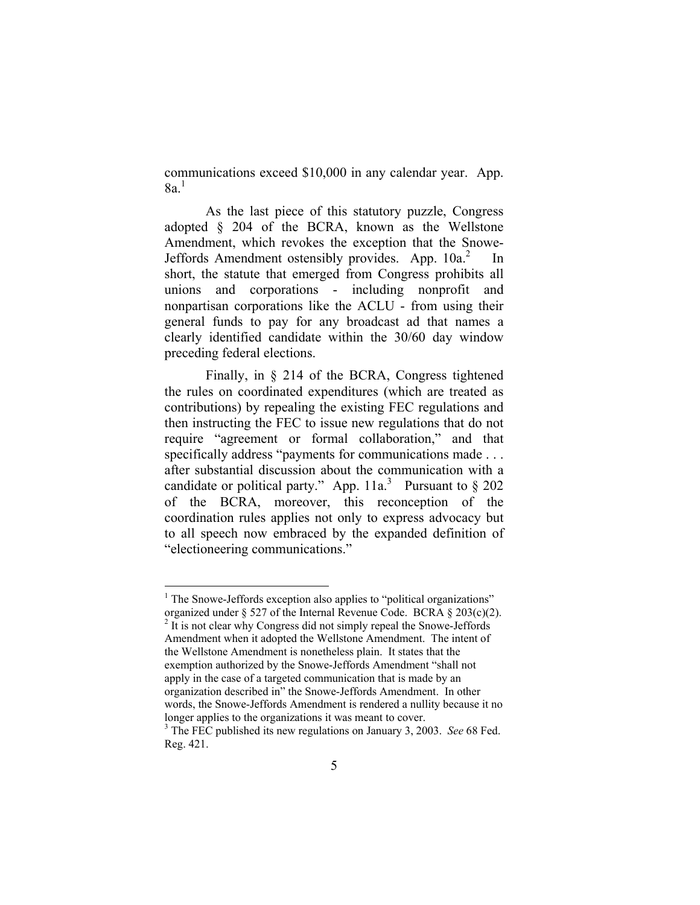communications exceed $10,000 in any calendar year. App. 8a.[1]

As the last piece of this statutory puzzle, Congress adopted § 204 of the BCRA, known as the Wellstone Amendment, which revokes the exception that the Snowe-Jeffords Amendment ostensibly provides. App. 10a.[2] In short, the statute that emerged from Congress prohibits all unions and corporations - including nonprofit and nonpartisan corporations like the ACLU - from using their general funds to pay for any broadcast ad that names a clearly identified candidate within the 30/60 day window preceding federal elections.

Finally, in § 214 of the BCRA, Congress tightened the rules on coordinated expenditures (which are treated as contributions) by repealing the existing FEC regulations and then instructing the FEC to issue new regulations that do not require "agreement or formal collaboration," and that specifically address "payments for communications made . . . after substantial discussion about the communication with a candidate or political party." App. 11a.[3] Pursuant to § 202 of the BCRA, moreover, this reconception of the coordination rules applies not only to express advocacy but to all speech now embraced by the expanded definition of "electioneering communications."

---

[1] The Snowe-Jeffords exception also applies to "political organizations" organized under § 527 of the Internal Revenue Code. BCRA § 203(c)(2).

[2] It is not clear why Congress did not simply repeal the Snowe-Jeffords Amendment when it adopted the Wellstone Amendment. The intent of the Wellstone Amendment is nonetheless plain. It states that the exemption authorized by the Snowe-Jeffords Amendment "shall not apply in the case of a targeted communication that is made by an organization described in" the Snowe-Jeffords Amendment. In other words, the Snowe-Jeffords Amendment is rendered a nullity because it no longer applies to the organizations it was meant to cover.

[3] The FEC published its new regulations on January 3, 2003. *See* 68 Fed. Reg. 421.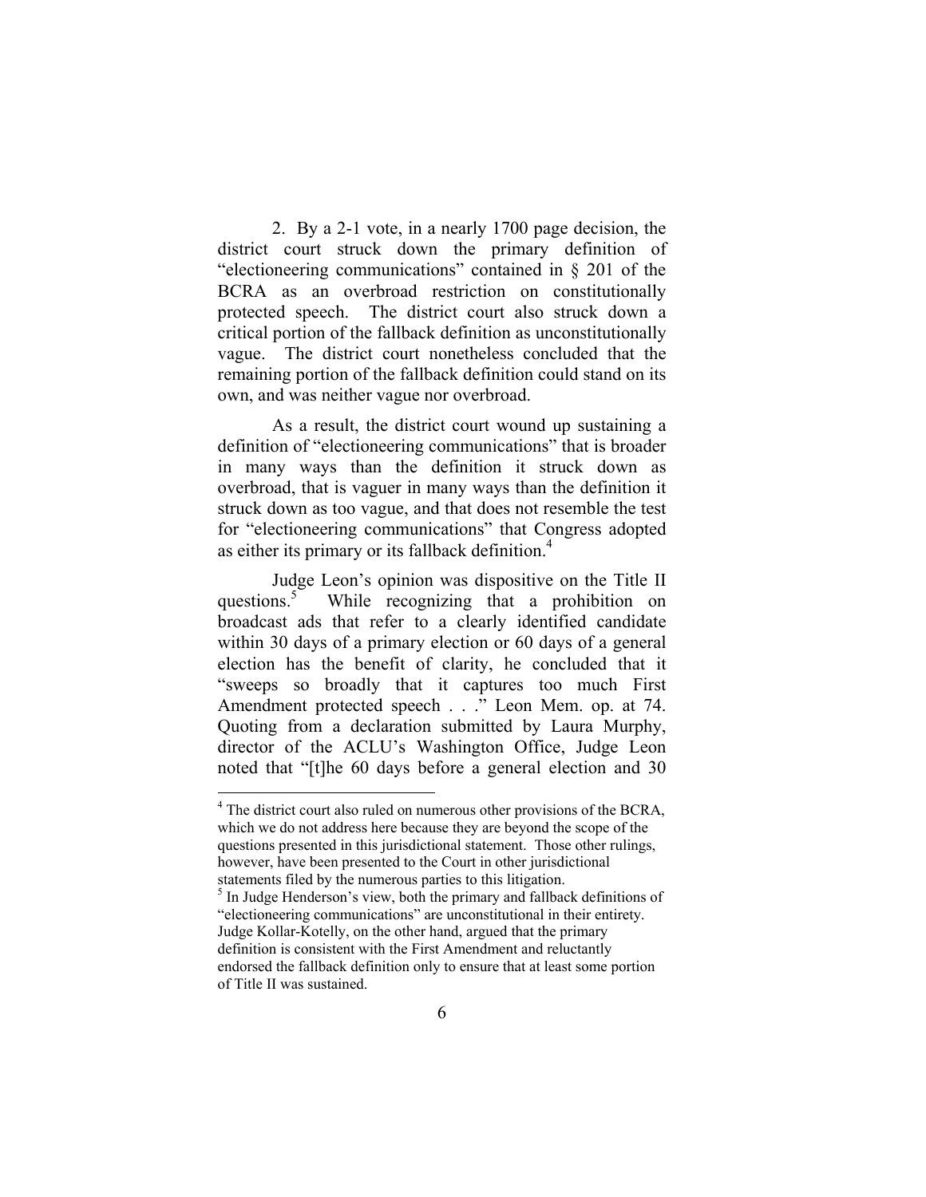2. By a 2-1 vote, in a nearly 1700 page decision, the district court struck down the primary definition of "electioneering communications" contained in § 201 of the BCRA as an overbroad restriction on constitutionally protected speech. The district court also struck down a critical portion of the fallback definition as unconstitutionally vague. The district court nonetheless concluded that the remaining portion of the fallback definition could stand on its own, and was neither vague nor overbroad.

As a result, the district court wound up sustaining a definition of "electioneering communications" that is broader in many ways than the definition it struck down as overbroad, that is vaguer in many ways than the definition it struck down as too vague, and that does not resemble the test for "electioneering communications" that Congress adopted as either its primary or its fallback definition.[4]

Judge Leon's opinion was dispositive on the Title II questions.[5] While recognizing that a prohibition on broadcast ads that refer to a clearly identified candidate within 30 days of a primary election or 60 days of a general election has the benefit of clarity, he concluded that it "sweeps so broadly that it captures too much First Amendment protected speech . . ." Leon Mem. op. at 74. Quoting from a declaration submitted by Laura Murphy, director of the ACLU's Washington Office, Judge Leon noted that "[t]he 60 days before a general election and 30

---

[4] The district court also ruled on numerous other provisions of the BCRA, which we do not address here because they are beyond the scope of the questions presented in this jurisdictional statement. Those other rulings, however, have been presented to the Court in other jurisdictional statements filed by the numerous parties to this litigation.

[5] In Judge Henderson's view, both the primary and fallback definitions of "electioneering communications" are unconstitutional in their entirety. Judge Kollar-Kotelly, on the other hand, argued that the primary definition is consistent with the First Amendment and reluctantly endorsed the fallback definition only to ensure that at least some portion of Title II was sustained.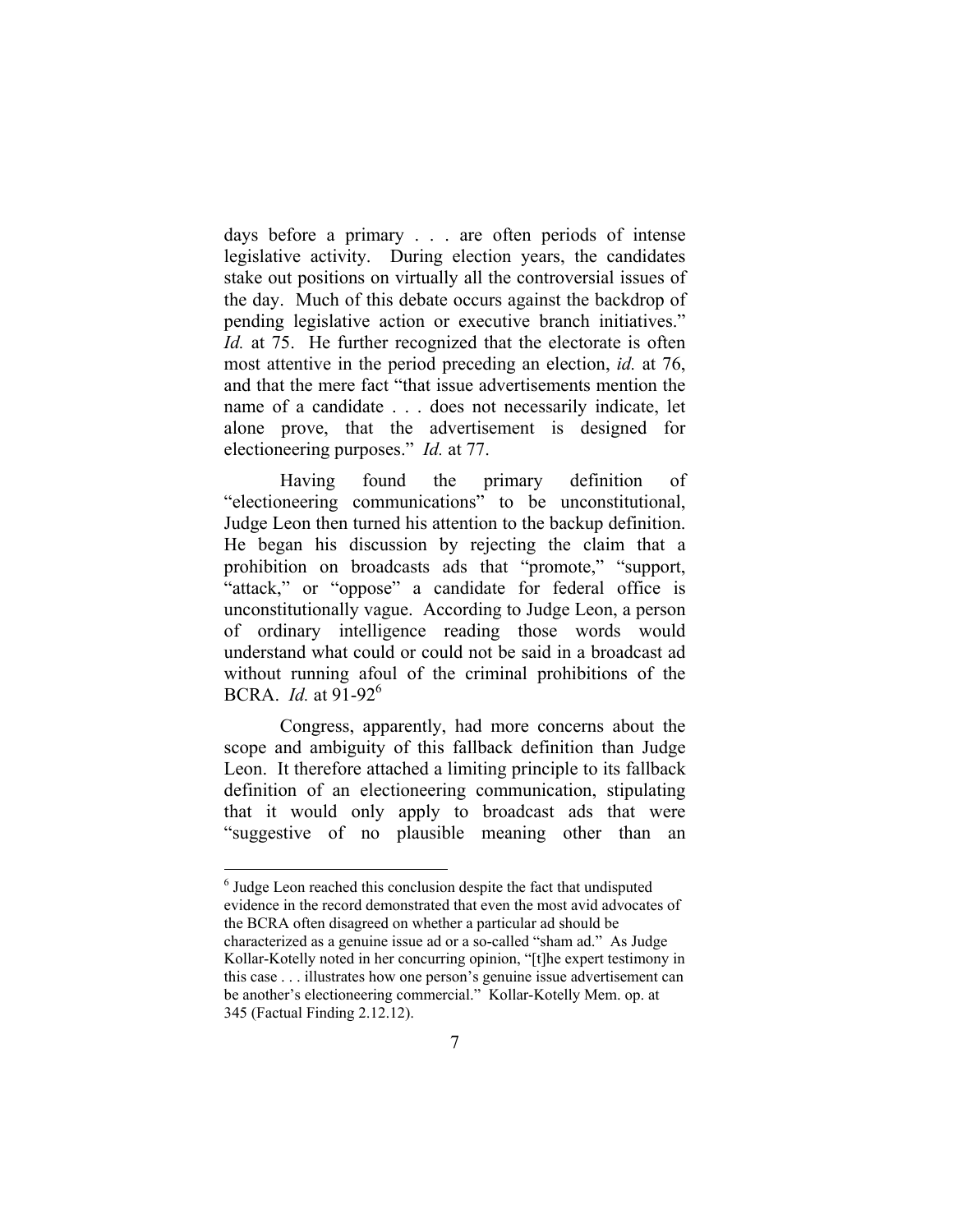days before a primary . . . are often periods of intense legislative activity. During election years, the candidates stake out positions on virtually all the controversial issues of the day. Much of this debate occurs against the backdrop of pending legislative action or executive branch initiatives." *Id.* at 75. He further recognized that the electorate is often most attentive in the period preceding an election, *id.* at 76, and that the mere fact "that issue advertisements mention the name of a candidate . . . does not necessarily indicate, let alone prove, that the advertisement is designed for electioneering purposes." *Id.* at 77.

Having found the primary definition of "electioneering communications" to be unconstitutional, Judge Leon then turned his attention to the backup definition. He began his discussion by rejecting the claim that a prohibition on broadcasts ads that "promote," "support, "attack," or "oppose" a candidate for federal office is unconstitutionally vague. According to Judge Leon, a person of ordinary intelligence reading those words would understand what could or could not be said in a broadcast ad without running afoul of the criminal prohibitions of the BCRA. *Id.* at 91-92[6]

Congress, apparently, had more concerns about the scope and ambiguity of this fallback definition than Judge Leon. It therefore attached a limiting principle to its fallback definition of an electioneering communication, stipulating that it would only apply to broadcast ads that were "suggestive of no plausible meaning other than an

---

[6] Judge Leon reached this conclusion despite the fact that undisputed evidence in the record demonstrated that even the most avid advocates of the BCRA often disagreed on whether a particular ad should be characterized as a genuine issue ad or a so-called "sham ad." As Judge Kollar-Kotelly noted in her concurring opinion, "[t]he expert testimony in this case . . . illustrates how one person's genuine issue advertisement can be another's electioneering commercial." Kollar-Kotelly Mem. op. at 345 (Factual Finding 2.12.12).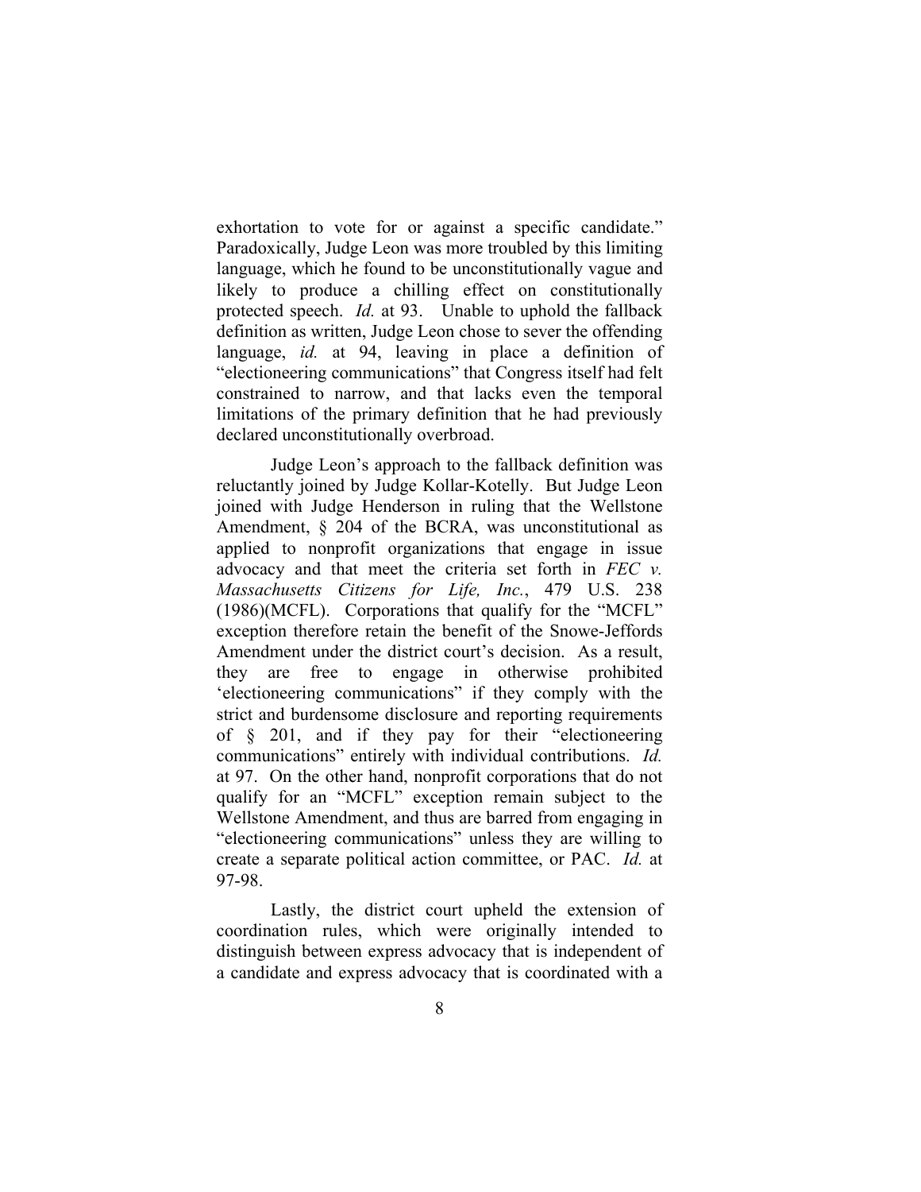exhortation to vote for or against a specific candidate." Paradoxically, Judge Leon was more troubled by this limiting language, which he found to be unconstitutionally vague and likely to produce a chilling effect on constitutionally protected speech. *Id.* at 93. Unable to uphold the fallback definition as written, Judge Leon chose to sever the offending language, *id.* at 94, leaving in place a definition of "electioneering communications" that Congress itself had felt constrained to narrow, and that lacks even the temporal limitations of the primary definition that he had previously declared unconstitutionally overbroad.

Judge Leon's approach to the fallback definition was reluctantly joined by Judge Kollar-Kotelly. But Judge Leon joined with Judge Henderson in ruling that the Wellstone Amendment, § 204 of the BCRA, was unconstitutional as applied to nonprofit organizations that engage in issue advocacy and that meet the criteria set forth in *FEC v. Massachusetts Citizens for Life, Inc.*, 479 U.S. 238 (1986)(MCFL). Corporations that qualify for the "MCFL" exception therefore retain the benefit of the Snowe-Jeffords Amendment under the district court's decision. As a result, they are free to engage in otherwise prohibited 'electioneering communications" if they comply with the strict and burdensome disclosure and reporting requirements of § 201, and if they pay for their "electioneering communications" entirely with individual contributions. *Id.* at 97. On the other hand, nonprofit corporations that do not qualify for an "MCFL" exception remain subject to the Wellstone Amendment, and thus are barred from engaging in "electioneering communications" unless they are willing to create a separate political action committee, or PAC. *Id.* at 97-98.

Lastly, the district court upheld the extension of coordination rules, which were originally intended to distinguish between express advocacy that is independent of a candidate and express advocacy that is coordinated with a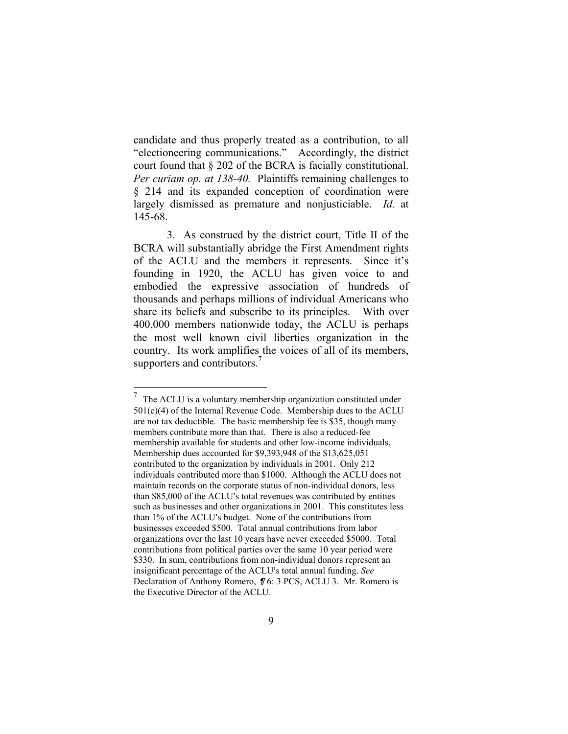candidate and thus properly treated as a contribution, to all "electioneering communications." Accordingly, the district court found that § 202 of the BCRA is facially constitutional. *Per curiam op. at 138-40.* Plaintiffs remaining challenges to § 214 and its expanded conception of coordination were largely dismissed as premature and nonjusticiable. *Id.* at 145-68.

3. As construed by the district court, Title II of the BCRA will substantially abridge the First Amendment rights of the ACLU and the members it represents. Since it's founding in 1920, the ACLU has given voice to and embodied the expressive association of hundreds of thousands and perhaps millions of individual Americans who share its beliefs and subscribe to its principles. With over 400,000 members nationwide today, the ACLU is perhaps the most well known civil liberties organization in the country. Its work amplifies the voices of all of its members, supporters and contributors.[7]

---

[7] The ACLU is a voluntary membership organization constituted under 501(c)(4) of the Internal Revenue Code. Membership dues to the ACLU are not tax deductible. The basic membership fee is $35, though many members contribute more than that. There is also a reduced-fee membership available for students and other low-income individuals. Membership dues accounted for $9,393,948 of the $13,625,051 contributed to the organization by individuals in 2001. Only 212 individuals contributed more than $1000. Although the ACLU does not maintain records on the corporate status of non-individual donors, less than $85,000 of the ACLU's total revenues was contributed by entities such as businesses and other organizations in 2001. This constitutes less than 1% of the ACLU's budget. None of the contributions from businesses exceeded $500. Total annual contributions from labor organizations over the last 10 years have never exceeded $5000. Total contributions from political parties over the same 10 year period were $330. In sum, contributions from non-individual donors represent an insignificant percentage of the ACLU's total annual funding. *See* Declaration of Anthony Romero, ¶ 6: 3 PCS, ACLU 3. Mr. Romero is the Executive Director of the ACLU.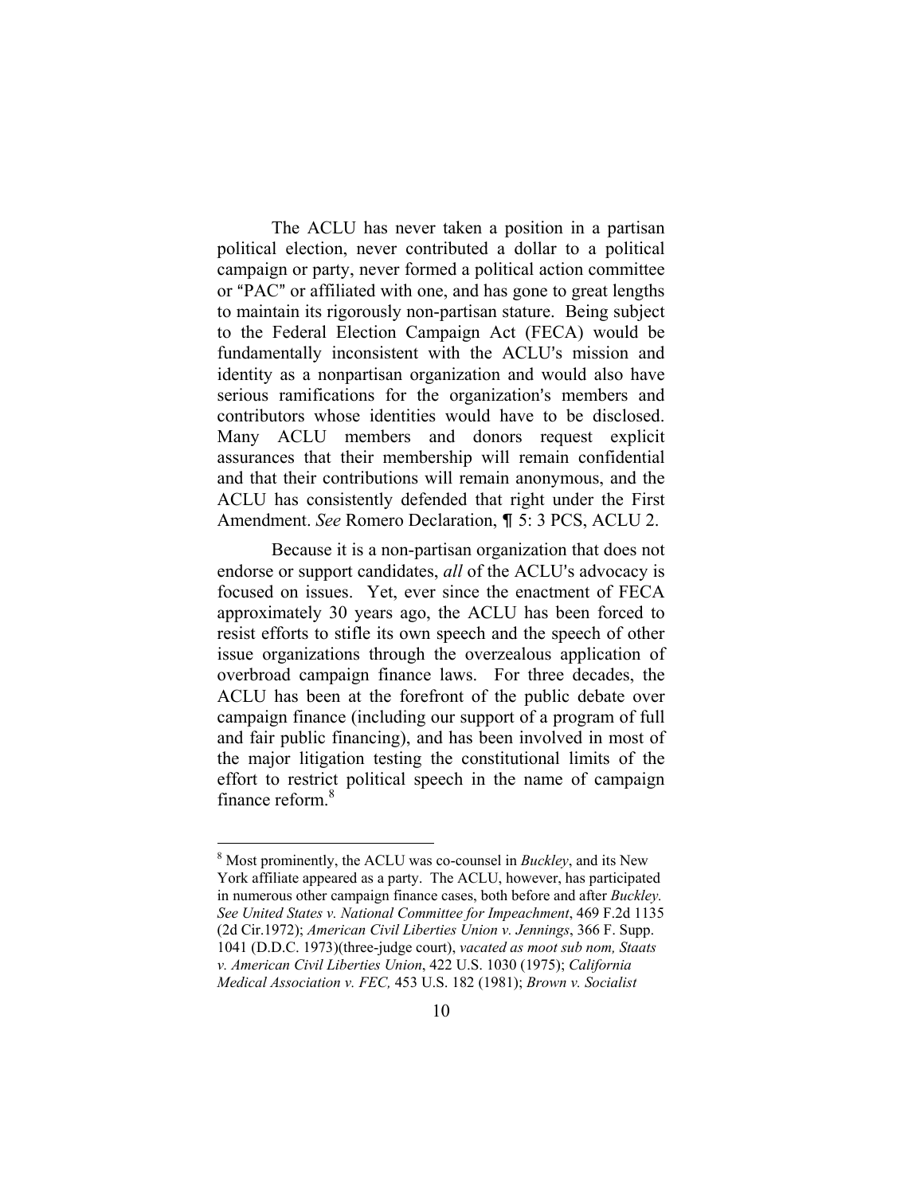The ACLU has never taken a position in a partisan political election, never contributed a dollar to a political campaign or party, never formed a political action committee or "PAC" or affiliated with one, and has gone to great lengths to maintain its rigorously non-partisan stature. Being subject to the Federal Election Campaign Act (FECA) would be fundamentally inconsistent with the ACLU's mission and identity as a nonpartisan organization and would also have serious ramifications for the organization's members and contributors whose identities would have to be disclosed. Many ACLU members and donors request explicit assurances that their membership will remain confidential and that their contributions will remain anonymous, and the ACLU has consistently defended that right under the First Amendment. *See* Romero Declaration, ¶ 5: 3 PCS, ACLU 2.

Because it is a non-partisan organization that does not endorse or support candidates, *all* of the ACLU's advocacy is focused on issues. Yet, ever since the enactment of FECA approximately 30 years ago, the ACLU has been forced to resist efforts to stifle its own speech and the speech of other issue organizations through the overzealous application of overbroad campaign finance laws. For three decades, the ACLU has been at the forefront of the public debate over campaign finance (including our support of a program of full and fair public financing), and has been involved in most of the major litigation testing the constitutional limits of the effort to restrict political speech in the name of campaign finance reform.[8]

---

[8] Most prominently, the ACLU was co-counsel in *Buckley*, and its New York affiliate appeared as a party. The ACLU, however, has participated in numerous other campaign finance cases, both before and after *Buckley. See United States v. National Committee for Impeachment*, 469 F.2d 1135 (2d Cir.1972); *American Civil Liberties Union v. Jennings*, 366 F. Supp. 1041 (D.D.C. 1973)(three-judge court), *vacated as moot sub nom, Staats v. American Civil Liberties Union*, 422 U.S. 1030 (1975); *California Medical Association v. FEC,* 453 U.S. 182 (1981); *Brown v. Socialist*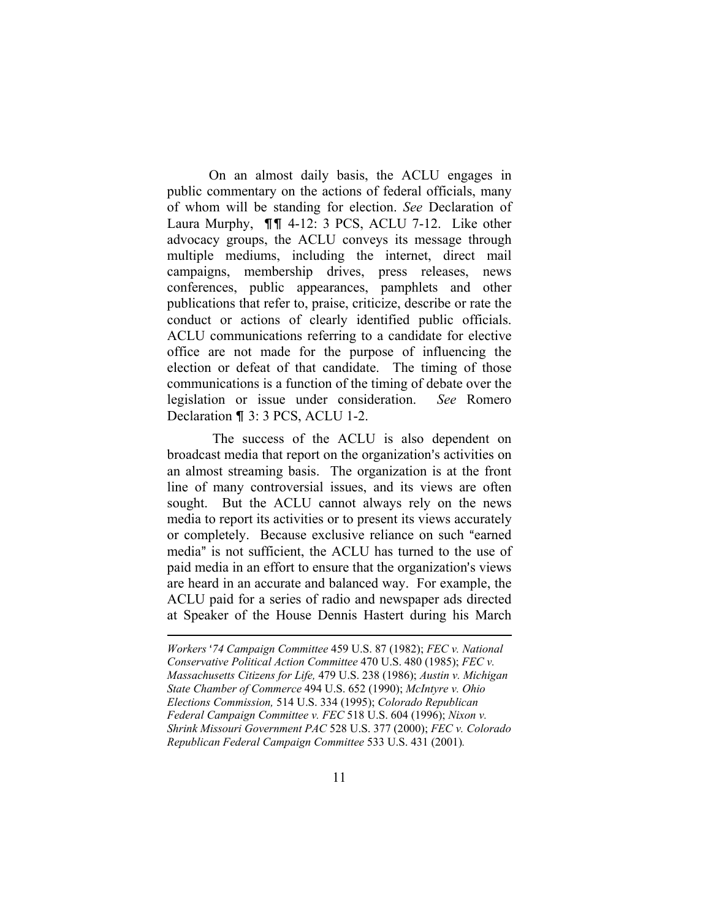On an almost daily basis, the ACLU engages in public commentary on the actions of federal officials, many of whom will be standing for election. *See* Declaration of Laura Murphy, ¶¶ 4-12: 3 PCS, ACLU 7-12. Like other advocacy groups, the ACLU conveys its message through multiple mediums, including the internet, direct mail campaigns, membership drives, press releases, news conferences, public appearances, pamphlets and other publications that refer to, praise, criticize, describe or rate the conduct or actions of clearly identified public officials. ACLU communications referring to a candidate for elective office are not made for the purpose of influencing the election or defeat of that candidate. The timing of those communications is a function of the timing of debate over the legislation or issue under consideration. *See* Romero Declaration ¶ 3: 3 PCS, ACLU 1-2.

The success of the ACLU is also dependent on broadcast media that report on the organization's activities on an almost streaming basis. The organization is at the front line of many controversial issues, and its views are often sought. But the ACLU cannot always rely on the news media to report its activities or to present its views accurately or completely. Because exclusive reliance on such "earned media" is not sufficient, the ACLU has turned to the use of paid media in an effort to ensure that the organization's views are heard in an accurate and balanced way. For example, the ACLU paid for a series of radio and newspaper ads directed at Speaker of the House Dennis Hastert during his March

---

*Workers '74 Campaign Committee* 459 U.S. 87 (1982); *FEC v. National Conservative Political Action Committee* 470 U.S. 480 (1985); *FEC v. Massachusetts Citizens for Life,* 479 U.S. 238 (1986); *Austin v. Michigan State Chamber of Commerce* 494 U.S. 652 (1990); *McIntyre v. Ohio Elections Commission,* 514 U.S. 334 (1995); *Colorado Republican Federal Campaign Committee v. FEC* 518 U.S. 604 (1996); *Nixon v. Shrink Missouri Government PAC* 528 U.S. 377 (2000); *FEC v. Colorado Republican Federal Campaign Committee* 533 U.S. 431 (2001).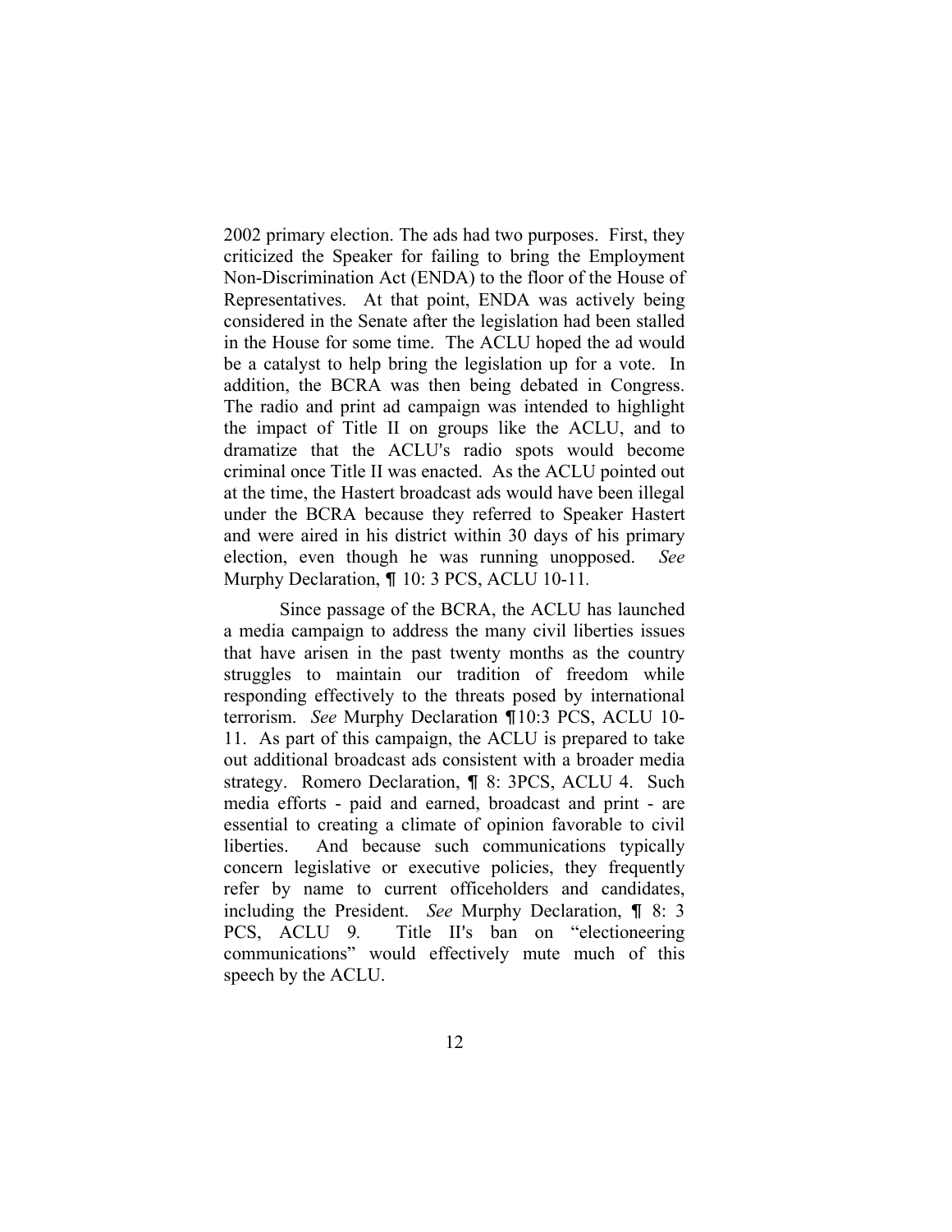2002 primary election. The ads had two purposes. First, they criticized the Speaker for failing to bring the Employment Non-Discrimination Act (ENDA) to the floor of the House of Representatives. At that point, ENDA was actively being considered in the Senate after the legislation had been stalled in the House for some time. The ACLU hoped the ad would be a catalyst to help bring the legislation up for a vote. In addition, the BCRA was then being debated in Congress. The radio and print ad campaign was intended to highlight the impact of Title II on groups like the ACLU, and to dramatize that the ACLU's radio spots would become criminal once Title II was enacted. As the ACLU pointed out at the time, the Hastert broadcast ads would have been illegal under the BCRA because they referred to Speaker Hastert and were aired in his district within 30 days of his primary election, even though he was running unopposed. *See* Murphy Declaration, ¶ 10: 3 PCS, ACLU 10-11.

Since passage of the BCRA, the ACLU has launched a media campaign to address the many civil liberties issues that have arisen in the past twenty months as the country struggles to maintain our tradition of freedom while responding effectively to the threats posed by international terrorism. *See* Murphy Declaration ¶10:3 PCS, ACLU 10-11. As part of this campaign, the ACLU is prepared to take out additional broadcast ads consistent with a broader media strategy. Romero Declaration, ¶ 8: 3PCS, ACLU 4. Such media efforts - paid and earned, broadcast and print - are essential to creating a climate of opinion favorable to civil liberties. And because such communications typically concern legislative or executive policies, they frequently refer by name to current officeholders and candidates, including the President. *See* Murphy Declaration, ¶ 8: 3 PCS, ACLU 9. Title II's ban on "electioneering communications" would effectively mute much of this speech by the ACLU.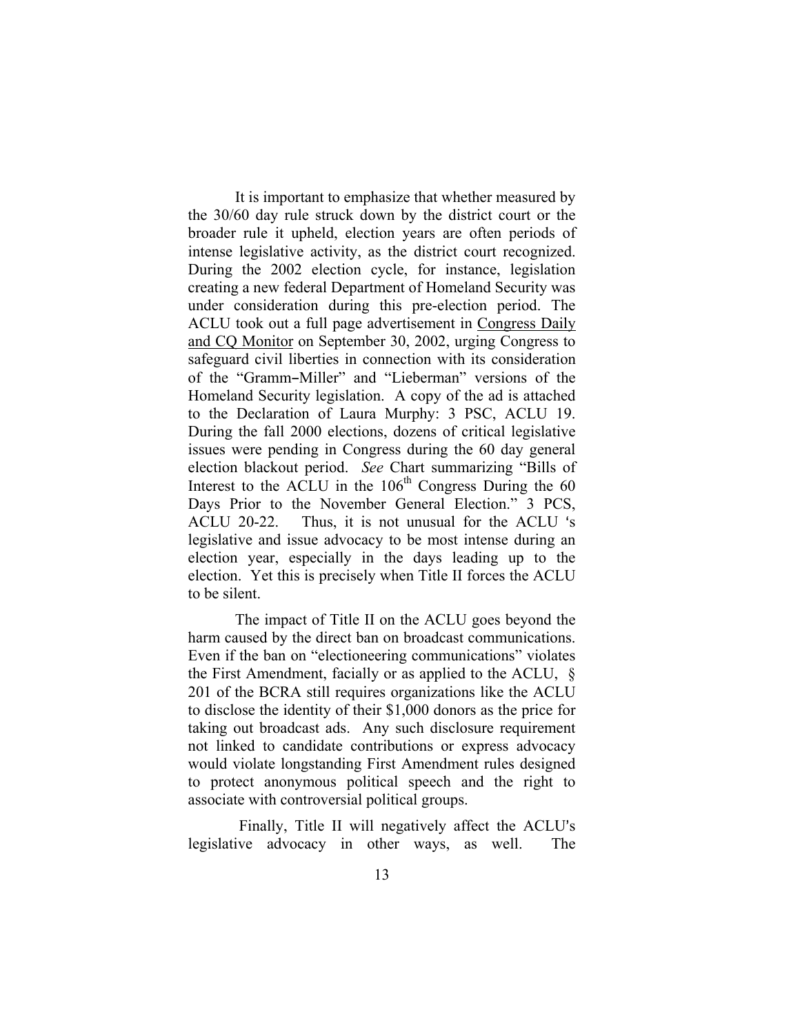It is important to emphasize that whether measured by the 30/60 day rule struck down by the district court or the broader rule it upheld, election years are often periods of intense legislative activity, as the district court recognized. During the 2002 election cycle, for instance, legislation creating a new federal Department of Homeland Security was under consideration during this pre-election period. The ACLU took out a full page advertisement in Congress Daily and CQ Monitor on September 30, 2002, urging Congress to safeguard civil liberties in connection with its consideration of the "Gramm–Miller" and "Lieberman" versions of the Homeland Security legislation. A copy of the ad is attached to the Declaration of Laura Murphy: 3 PSC, ACLU 19. During the fall 2000 elections, dozens of critical legislative issues were pending in Congress during the 60 day general election blackout period. *See* Chart summarizing "Bills of Interest to the ACLU in the 106th Congress During the 60 Days Prior to the November General Election." 3 PCS, ACLU 20-22. Thus, it is not unusual for the ACLU 's legislative and issue advocacy to be most intense during an election year, especially in the days leading up to the election. Yet this is precisely when Title II forces the ACLU to be silent.

The impact of Title II on the ACLU goes beyond the harm caused by the direct ban on broadcast communications. Even if the ban on "electioneering communications" violates the First Amendment, facially or as applied to the ACLU, § 201 of the BCRA still requires organizations like the ACLU to disclose the identity of their $1,000 donors as the price for taking out broadcast ads. Any such disclosure requirement not linked to candidate contributions or express advocacy would violate longstanding First Amendment rules designed to protect anonymous political speech and the right to associate with controversial political groups.

Finally, Title II will negatively affect the ACLU's legislative advocacy in other ways, as well. The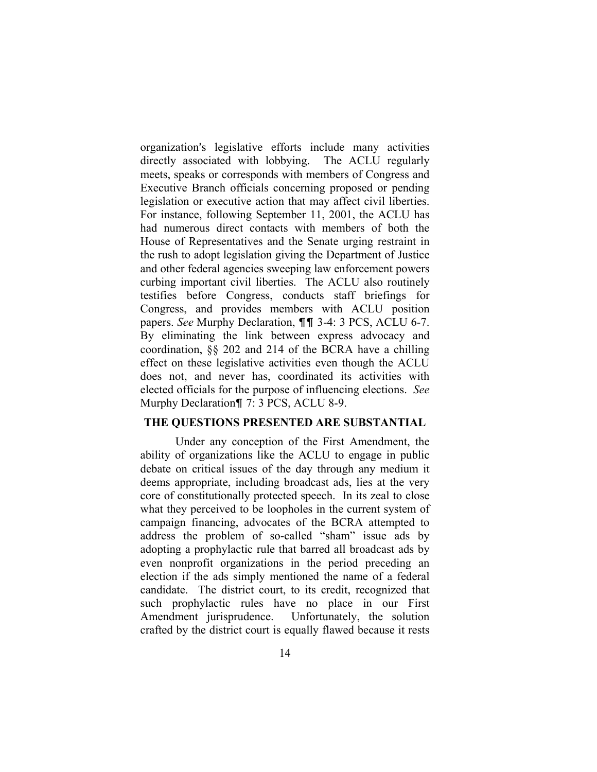organization's legislative efforts include many activities directly associated with lobbying. The ACLU regularly meets, speaks or corresponds with members of Congress and Executive Branch officials concerning proposed or pending legislation or executive action that may affect civil liberties. For instance, following September 11, 2001, the ACLU has had numerous direct contacts with members of both the House of Representatives and the Senate urging restraint in the rush to adopt legislation giving the Department of Justice and other federal agencies sweeping law enforcement powers curbing important civil liberties. The ACLU also routinely testifies before Congress, conducts staff briefings for Congress, and provides members with ACLU position papers. *See* Murphy Declaration, ¶¶ 3-4: 3 PCS, ACLU 6-7. By eliminating the link between express advocacy and coordination, §§ 202 and 214 of the BCRA have a chilling effect on these legislative activities even though the ACLU does not, and never has, coordinated its activities with elected officials for the purpose of influencing elections. *See* Murphy Declaration¶ 7: 3 PCS, ACLU 8-9.

## THE QUESTIONS PRESENTED ARE SUBSTANTIAL

Under any conception of the First Amendment, the ability of organizations like the ACLU to engage in public debate on critical issues of the day through any medium it deems appropriate, including broadcast ads, lies at the very core of constitutionally protected speech. In its zeal to close what they perceived to be loopholes in the current system of campaign financing, advocates of the BCRA attempted to address the problem of so-called "sham" issue ads by adopting a prophylactic rule that barred all broadcast ads by even nonprofit organizations in the period preceding an election if the ads simply mentioned the name of a federal candidate. The district court, to its credit, recognized that such prophylactic rules have no place in our First Amendment jurisprudence. Unfortunately, the solution crafted by the district court is equally flawed because it rests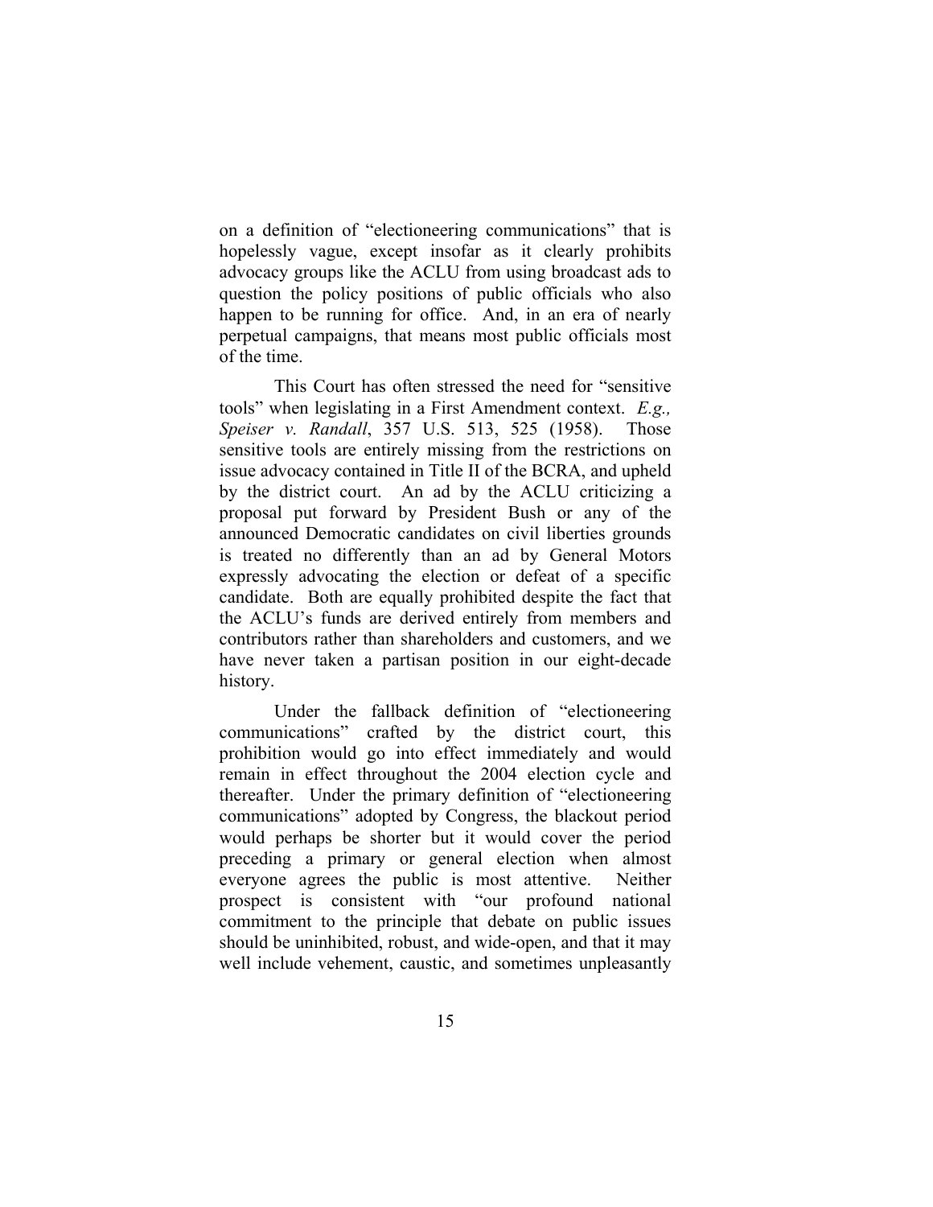on a definition of "electioneering communications" that is hopelessly vague, except insofar as it clearly prohibits advocacy groups like the ACLU from using broadcast ads to question the policy positions of public officials who also happen to be running for office. And, in an era of nearly perpetual campaigns, that means most public officials most of the time.

This Court has often stressed the need for "sensitive tools" when legislating in a First Amendment context. *E.g., Speiser v. Randall*, 357 U.S. 513, 525 (1958). Those sensitive tools are entirely missing from the restrictions on issue advocacy contained in Title II of the BCRA, and upheld by the district court. An ad by the ACLU criticizing a proposal put forward by President Bush or any of the announced Democratic candidates on civil liberties grounds is treated no differently than an ad by General Motors expressly advocating the election or defeat of a specific candidate. Both are equally prohibited despite the fact that the ACLU's funds are derived entirely from members and contributors rather than shareholders and customers, and we have never taken a partisan position in our eight-decade history.

Under the fallback definition of "electioneering communications" crafted by the district court, this prohibition would go into effect immediately and would remain in effect throughout the 2004 election cycle and thereafter. Under the primary definition of "electioneering communications" adopted by Congress, the blackout period would perhaps be shorter but it would cover the period preceding a primary or general election when almost everyone agrees the public is most attentive. Neither prospect is consistent with "our profound national commitment to the principle that debate on public issues should be uninhibited, robust, and wide-open, and that it may well include vehement, caustic, and sometimes unpleasantly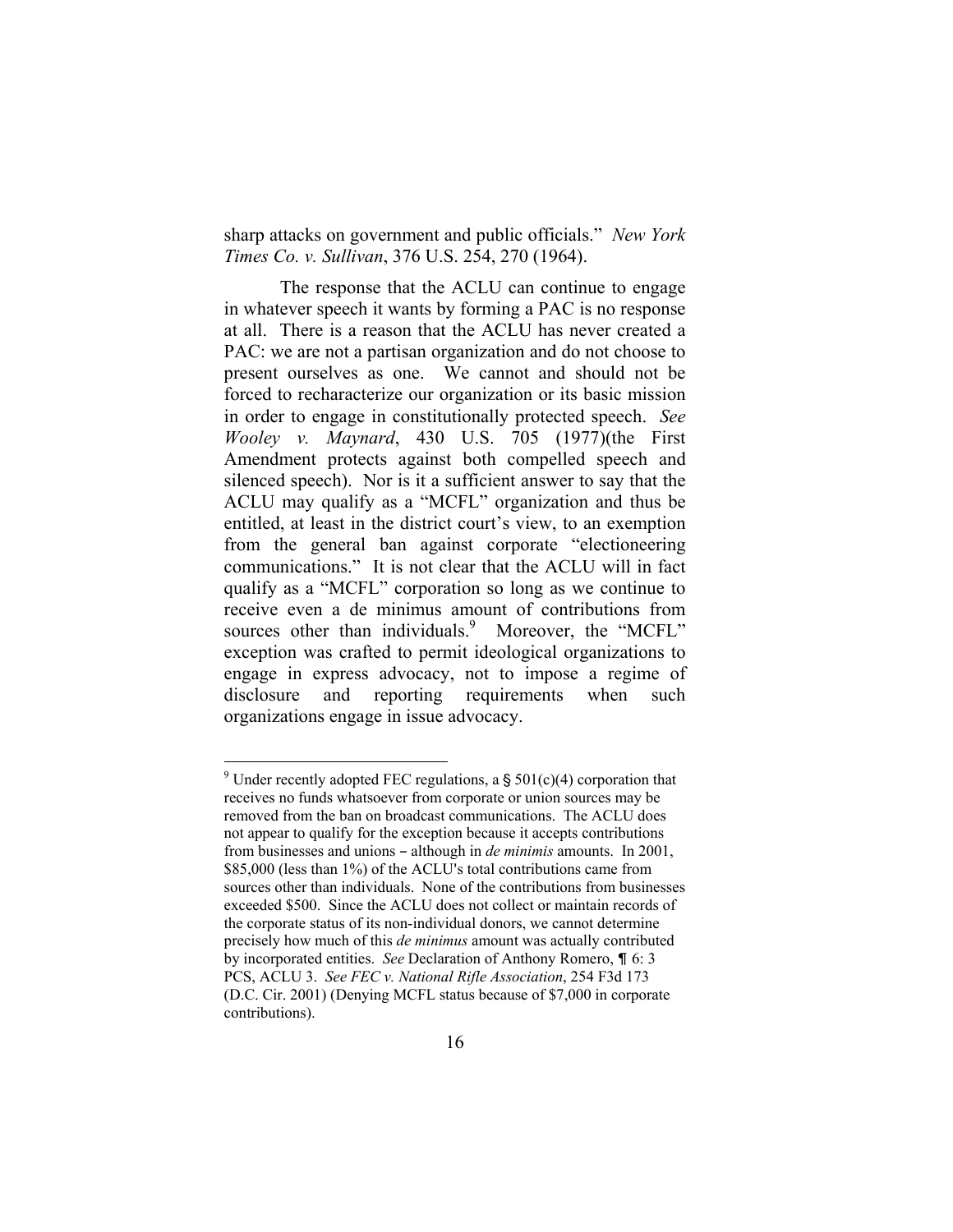sharp attacks on government and public officials." *New York Times Co. v. Sullivan*, 376 U.S. 254, 270 (1964).

The response that the ACLU can continue to engage in whatever speech it wants by forming a PAC is no response at all. There is a reason that the ACLU has never created a PAC: we are not a partisan organization and do not choose to present ourselves as one. We cannot and should not be forced to recharacterize our organization or its basic mission in order to engage in constitutionally protected speech. *See Wooley v. Maynard*, 430 U.S. 705 (1977)(the First Amendment protects against both compelled speech and silenced speech). Nor is it a sufficient answer to say that the ACLU may qualify as a "MCFL" organization and thus be entitled, at least in the district court's view, to an exemption from the general ban against corporate "electioneering communications." It is not clear that the ACLU will in fact qualify as a "MCFL" corporation so long as we continue to receive even a de minimus amount of contributions from sources other than individuals.[9] Moreover, the "MCFL" exception was crafted to permit ideological organizations to engage in express advocacy, not to impose a regime of disclosure and reporting requirements when such organizations engage in issue advocacy.

---

[9] Under recently adopted FEC regulations, a § 501(c)(4) corporation that receives no funds whatsoever from corporate or union sources may be removed from the ban on broadcast communications. The ACLU does not appear to qualify for the exception because it accepts contributions from businesses and unions – although in *de minimis* amounts. In 2001, $85,000 (less than 1%) of the ACLU's total contributions came from sources other than individuals. None of the contributions from businesses exceeded $500. Since the ACLU does not collect or maintain records of the corporate status of its non-individual donors, we cannot determine precisely how much of this *de minimus* amount was actually contributed by incorporated entities. *See* Declaration of Anthony Romero, ¶ 6: 3 PCS, ACLU 3. *See FEC v. National Rifle Association*, 254 F3d 173 (D.C. Cir. 2001) (Denying MCFL status because of $7,000 in corporate contributions).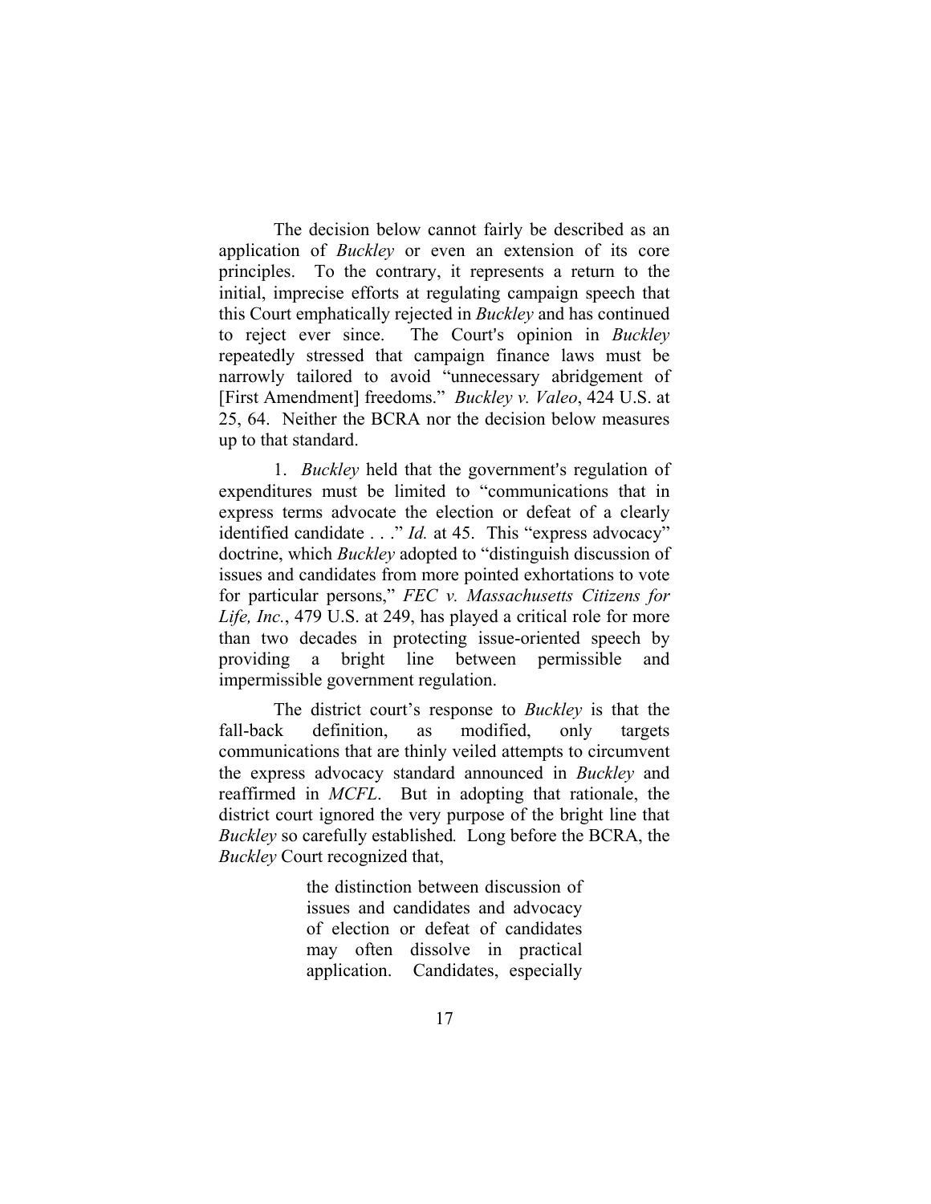The decision below cannot fairly be described as an application of *Buckley* or even an extension of its core principles. To the contrary, it represents a return to the initial, imprecise efforts at regulating campaign speech that this Court emphatically rejected in *Buckley* and has continued to reject ever since. The Court's opinion in *Buckley* repeatedly stressed that campaign finance laws must be narrowly tailored to avoid "unnecessary abridgement of [First Amendment] freedoms." *Buckley v. Valeo*, 424 U.S. at 25, 64. Neither the BCRA nor the decision below measures up to that standard.

1. *Buckley* held that the government's regulation of expenditures must be limited to "communications that in express terms advocate the election or defeat of a clearly identified candidate . . ." *Id.* at 45. This "express advocacy" doctrine, which *Buckley* adopted to "distinguish discussion of issues and candidates from more pointed exhortations to vote for particular persons," *FEC v. Massachusetts Citizens for Life, Inc.*, 479 U.S. at 249, has played a critical role for more than two decades in protecting issue-oriented speech by providing a bright line between permissible and impermissible government regulation.

The district court's response to *Buckley* is that the fall-back definition, as modified, only targets communications that are thinly veiled attempts to circumvent the express advocacy standard announced in *Buckley* and reaffirmed in *MCFL*. But in adopting that rationale, the district court ignored the very purpose of the bright line that *Buckley* so carefully established. Long before the BCRA, the *Buckley* Court recognized that,

> the distinction between discussion of issues and candidates and advocacy of election or defeat of candidates may often dissolve in practical application. Candidates, especially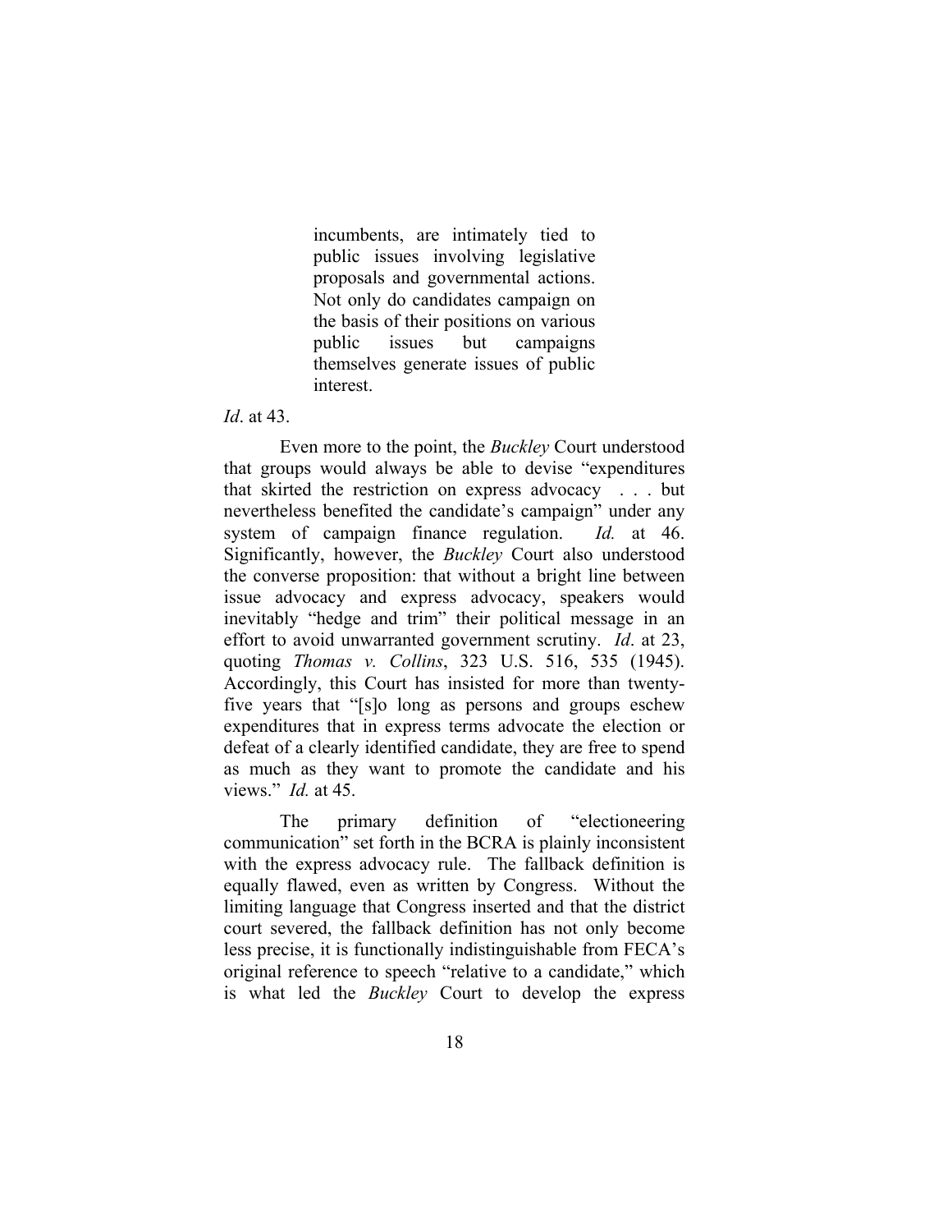> incumbents, are intimately tied to public issues involving legislative proposals and governmental actions. Not only do candidates campaign on the basis of their positions on various public issues but campaigns themselves generate issues of public interest.

*Id*. at 43.

Even more to the point, the *Buckley* Court understood that groups would always be able to devise "expenditures that skirted the restriction on express advocacy . . . but nevertheless benefited the candidate's campaign" under any system of campaign finance regulation. *Id.* at 46. Significantly, however, the *Buckley* Court also understood the converse proposition: that without a bright line between issue advocacy and express advocacy, speakers would inevitably "hedge and trim" their political message in an effort to avoid unwarranted government scrutiny. *Id*. at 23, quoting *Thomas v. Collins*, 323 U.S. 516, 535 (1945). Accordingly, this Court has insisted for more than twenty-five years that "[s]o long as persons and groups eschew expenditures that in express terms advocate the election or defeat of a clearly identified candidate, they are free to spend as much as they want to promote the candidate and his views." *Id.* at 45.

The primary definition of "electioneering communication" set forth in the BCRA is plainly inconsistent with the express advocacy rule. The fallback definition is equally flawed, even as written by Congress. Without the limiting language that Congress inserted and that the district court severed, the fallback definition has not only become less precise, it is functionally indistinguishable from FECA's original reference to speech "relative to a candidate," which is what led the *Buckley* Court to develop the express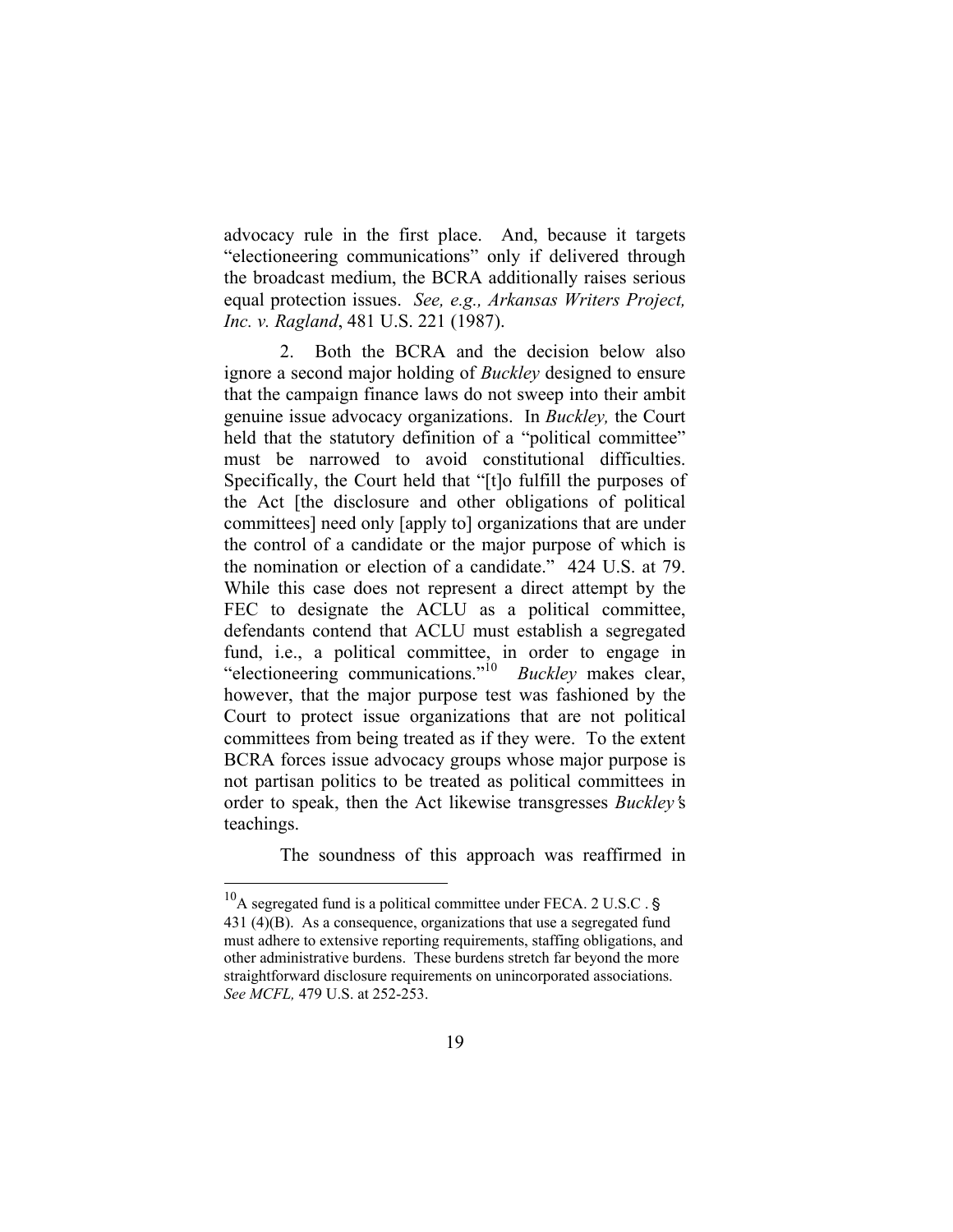advocacy rule in the first place. And, because it targets "electioneering communications" only if delivered through the broadcast medium, the BCRA additionally raises serious equal protection issues. *See, e.g., Arkansas Writers Project, Inc. v. Ragland*, 481 U.S. 221 (1987).

2. Both the BCRA and the decision below also ignore a second major holding of *Buckley* designed to ensure that the campaign finance laws do not sweep into their ambit genuine issue advocacy organizations. In *Buckley,* the Court held that the statutory definition of a "political committee" must be narrowed to avoid constitutional difficulties. Specifically, the Court held that "[t]o fulfill the purposes of the Act [the disclosure and other obligations of political committees] need only [apply to] organizations that are under the control of a candidate or the major purpose of which is the nomination or election of a candidate." 424 U.S. at 79. While this case does not represent a direct attempt by the FEC to designate the ACLU as a political committee, defendants contend that ACLU must establish a segregated fund, i.e., a political committee, in order to engage in "electioneering communications."[10] *Buckley* makes clear, however, that the major purpose test was fashioned by the Court to protect issue organizations that are not political committees from being treated as if they were. To the extent BCRA forces issue advocacy groups whose major purpose is not partisan politics to be treated as political committees in order to speak, then the Act likewise transgresses *Buckley's* teachings.

The soundness of this approach was reaffirmed in

[10] A segregated fund is a political committee under FECA. 2 U.S.C . § 431 (4)(B). As a consequence, organizations that use a segregated fund must adhere to extensive reporting requirements, staffing obligations, and other administrative burdens. These burdens stretch far beyond the more straightforward disclosure requirements on unincorporated associations. *See MCFL,* 479 U.S. at 252-253.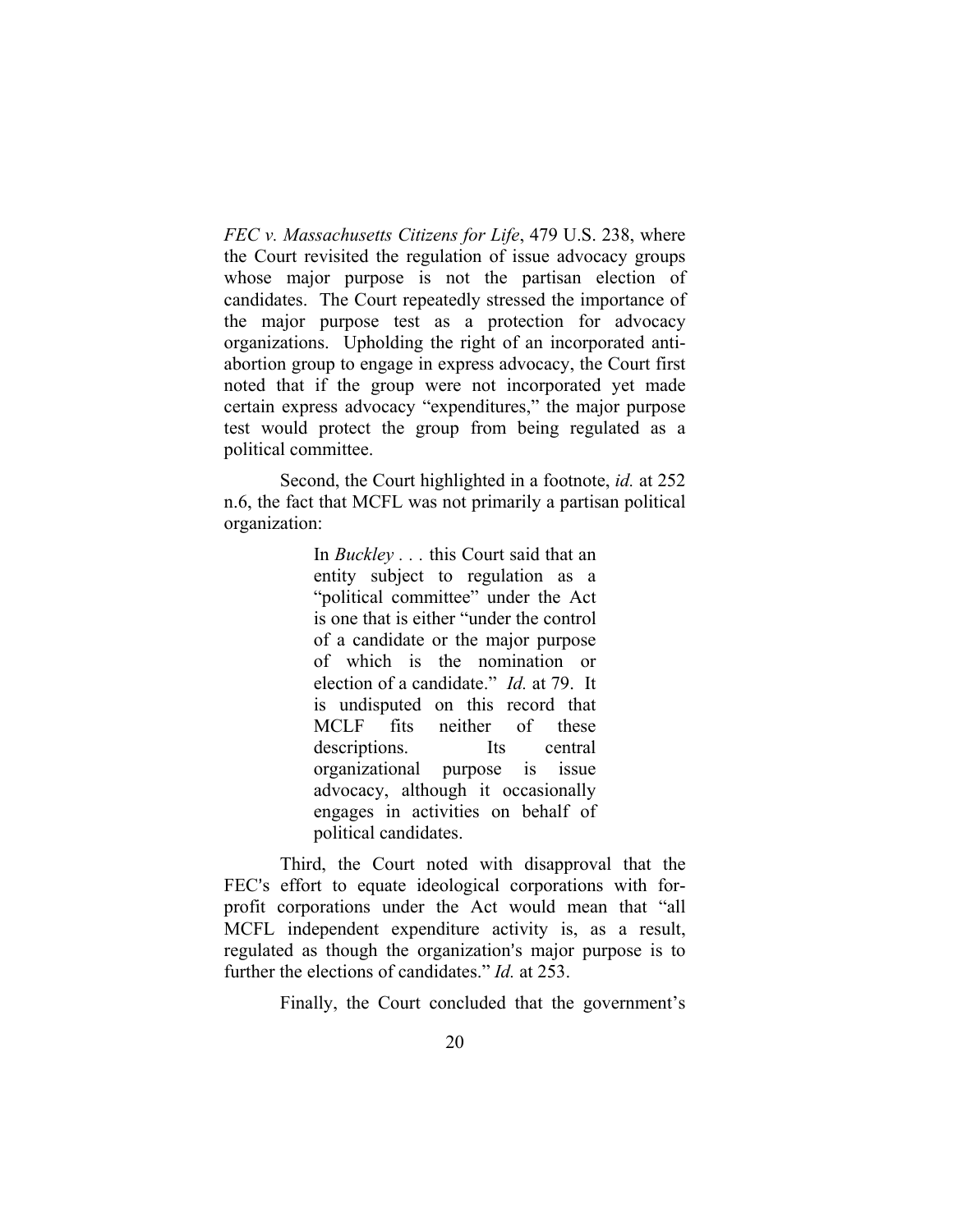*FEC v. Massachusetts Citizens for Life*, 479 U.S. 238, where the Court revisited the regulation of issue advocacy groups whose major purpose is not the partisan election of candidates. The Court repeatedly stressed the importance of the major purpose test as a protection for advocacy organizations. Upholding the right of an incorporated anti-abortion group to engage in express advocacy, the Court first noted that if the group were not incorporated yet made certain express advocacy "expenditures," the major purpose test would protect the group from being regulated as a political committee.

Second, the Court highlighted in a footnote, *id.* at 252 n.6, the fact that MCFL was not primarily a partisan political organization:

> In *Buckley* . . . this Court said that an entity subject to regulation as a "political committee" under the Act is one that is either "under the control of a candidate or the major purpose of which is the nomination or election of a candidate." *Id.* at 79. It is undisputed on this record that MCLF fits neither of these descriptions. Its central organizational purpose is issue advocacy, although it occasionally engages in activities on behalf of political candidates.

Third, the Court noted with disapproval that the FEC's effort to equate ideological corporations with for-profit corporations under the Act would mean that "all MCFL independent expenditure activity is, as a result, regulated as though the organization's major purpose is to further the elections of candidates." *Id.* at 253.

Finally, the Court concluded that the government's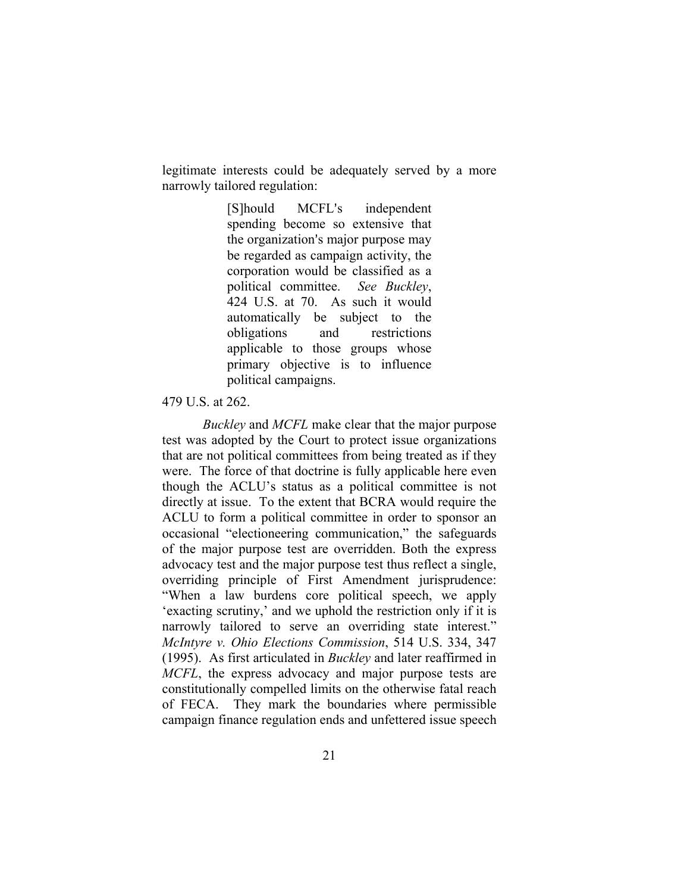legitimate interests could be adequately served by a more narrowly tailored regulation:

> [S]hould MCFL's independent spending become so extensive that the organization's major purpose may be regarded as campaign activity, the corporation would be classified as a political committee. *See Buckley*, 424 U.S. at 70. As such it would automatically be subject to the obligations and restrictions applicable to those groups whose primary objective is to influence political campaigns.

479 U.S. at 262.

*Buckley* and *MCFL* make clear that the major purpose test was adopted by the Court to protect issue organizations that are not political committees from being treated as if they were. The force of that doctrine is fully applicable here even though the ACLU's status as a political committee is not directly at issue. To the extent that BCRA would require the ACLU to form a political committee in order to sponsor an occasional "electioneering communication," the safeguards of the major purpose test are overridden. Both the express advocacy test and the major purpose test thus reflect a single, overriding principle of First Amendment jurisprudence: "When a law burdens core political speech, we apply 'exacting scrutiny,' and we uphold the restriction only if it is narrowly tailored to serve an overriding state interest." *McIntyre v. Ohio Elections Commission*, 514 U.S. 334, 347 (1995). As first articulated in *Buckley* and later reaffirmed in *MCFL*, the express advocacy and major purpose tests are constitutionally compelled limits on the otherwise fatal reach of FECA. They mark the boundaries where permissible campaign finance regulation ends and unfettered issue speech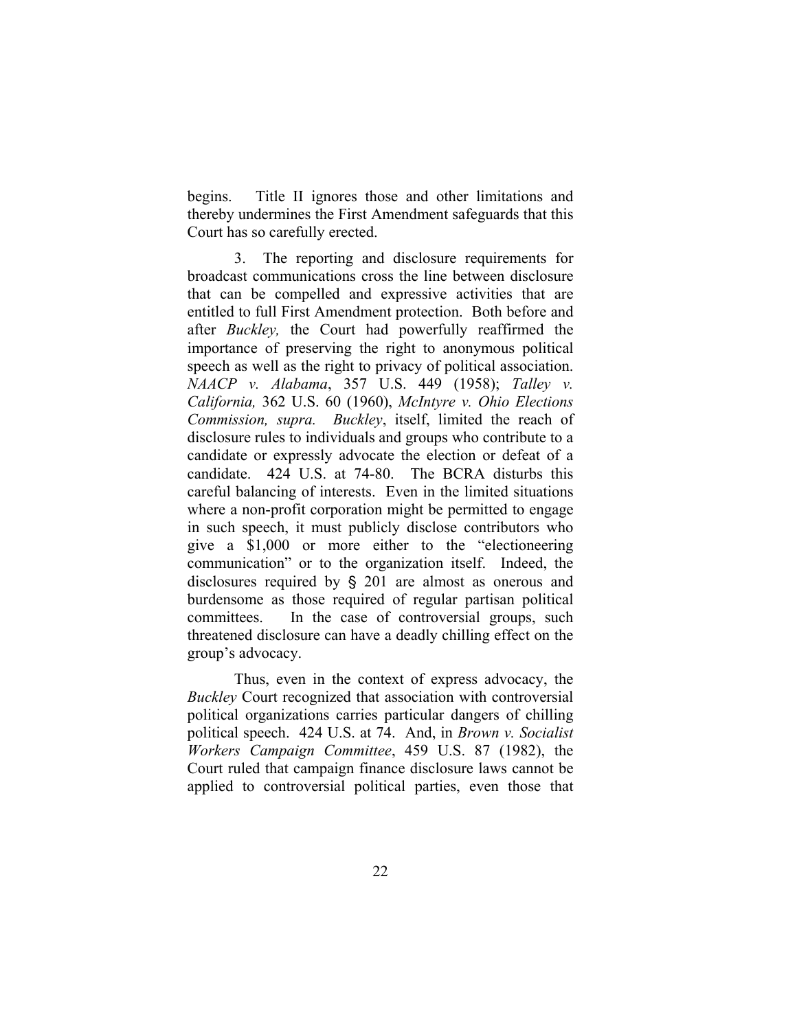begins. Title II ignores those and other limitations and thereby undermines the First Amendment safeguards that this Court has so carefully erected.

3. The reporting and disclosure requirements for broadcast communications cross the line between disclosure that can be compelled and expressive activities that are entitled to full First Amendment protection. Both before and after *Buckley,* the Court had powerfully reaffirmed the importance of preserving the right to anonymous political speech as well as the right to privacy of political association. *NAACP v. Alabama*, 357 U.S. 449 (1958); *Talley v. California,* 362 U.S. 60 (1960), *McIntyre v. Ohio Elections Commission, supra. Buckley*, itself, limited the reach of disclosure rules to individuals and groups who contribute to a candidate or expressly advocate the election or defeat of a candidate. 424 U.S. at 74-80. The BCRA disturbs this careful balancing of interests. Even in the limited situations where a non-profit corporation might be permitted to engage in such speech, it must publicly disclose contributors who give a $1,000 or more either to the "electioneering communication" or to the organization itself. Indeed, the disclosures required by § 201 are almost as onerous and burdensome as those required of regular partisan political committees. In the case of controversial groups, such threatened disclosure can have a deadly chilling effect on the group's advocacy.

Thus, even in the context of express advocacy, the *Buckley* Court recognized that association with controversial political organizations carries particular dangers of chilling political speech. 424 U.S. at 74. And, in *Brown v. Socialist Workers Campaign Committee*, 459 U.S. 87 (1982), the Court ruled that campaign finance disclosure laws cannot be applied to controversial political parties, even those that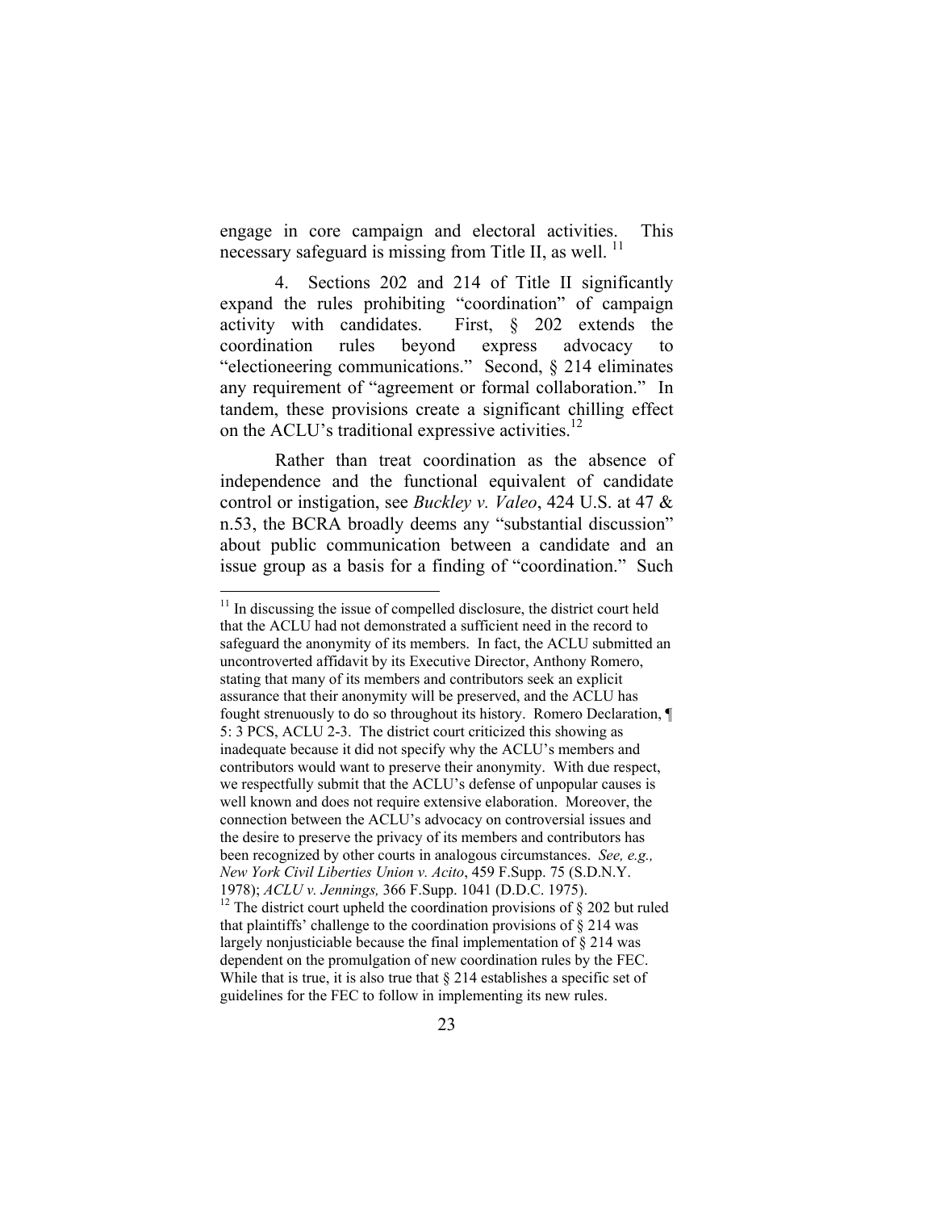engage in core campaign and electoral activities. This necessary safeguard is missing from Title II, as well. [11]

4. Sections 202 and 214 of Title II significantly expand the rules prohibiting "coordination" of campaign activity with candidates. First, § 202 extends the coordination rules beyond express advocacy to "electioneering communications." Second, § 214 eliminates any requirement of "agreement or formal collaboration." In tandem, these provisions create a significant chilling effect on the ACLU's traditional expressive activities.[12]

Rather than treat coordination as the absence of independence and the functional equivalent of candidate control or instigation, see *Buckley v. Valeo*, 424 U.S. at 47 & n.53, the BCRA broadly deems any "substantial discussion" about public communication between a candidate and an issue group as a basis for a finding of "coordination." Such

---

[11] In discussing the issue of compelled disclosure, the district court held that the ACLU had not demonstrated a sufficient need in the record to safeguard the anonymity of its members. In fact, the ACLU submitted an uncontroverted affidavit by its Executive Director, Anthony Romero, stating that many of its members and contributors seek an explicit assurance that their anonymity will be preserved, and the ACLU has fought strenuously to do so throughout its history. Romero Declaration, ¶ 5: 3 PCS, ACLU 2-3. The district court criticized this showing as inadequate because it did not specify why the ACLU's members and contributors would want to preserve their anonymity. With due respect, we respectfully submit that the ACLU's defense of unpopular causes is well known and does not require extensive elaboration. Moreover, the connection between the ACLU's advocacy on controversial issues and the desire to preserve the privacy of its members and contributors has been recognized by other courts in analogous circumstances. *See, e.g., New York Civil Liberties Union v. Acito*, 459 F.Supp. 75 (S.D.N.Y. 1978); *ACLU v. Jennings,* 366 F.Supp. 1041 (D.D.C. 1975).

[12] The district court upheld the coordination provisions of § 202 but ruled that plaintiffs' challenge to the coordination provisions of § 214 was largely nonjusticiable because the final implementation of § 214 was dependent on the promulgation of new coordination rules by the FEC. While that is true, it is also true that § 214 establishes a specific set of guidelines for the FEC to follow in implementing its new rules.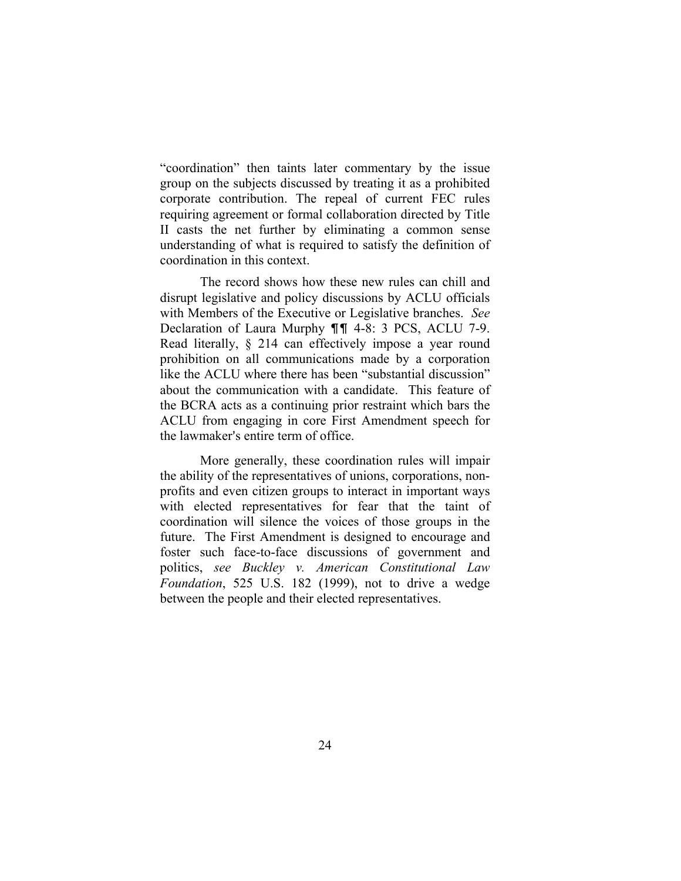"coordination" then taints later commentary by the issue group on the subjects discussed by treating it as a prohibited corporate contribution. The repeal of current FEC rules requiring agreement or formal collaboration directed by Title II casts the net further by eliminating a common sense understanding of what is required to satisfy the definition of coordination in this context.

The record shows how these new rules can chill and disrupt legislative and policy discussions by ACLU officials with Members of the Executive or Legislative branches. *See* Declaration of Laura Murphy ¶¶ 4-8: 3 PCS, ACLU 7-9. Read literally, § 214 can effectively impose a year round prohibition on all communications made by a corporation like the ACLU where there has been "substantial discussion" about the communication with a candidate. This feature of the BCRA acts as a continuing prior restraint which bars the ACLU from engaging in core First Amendment speech for the lawmaker's entire term of office.

More generally, these coordination rules will impair the ability of the representatives of unions, corporations, non-profits and even citizen groups to interact in important ways with elected representatives for fear that the taint of coordination will silence the voices of those groups in the future. The First Amendment is designed to encourage and foster such face-to-face discussions of government and politics, *see Buckley v. American Constitutional Law Foundation*, 525 U.S. 182 (1999), not to drive a wedge between the people and their elected representatives.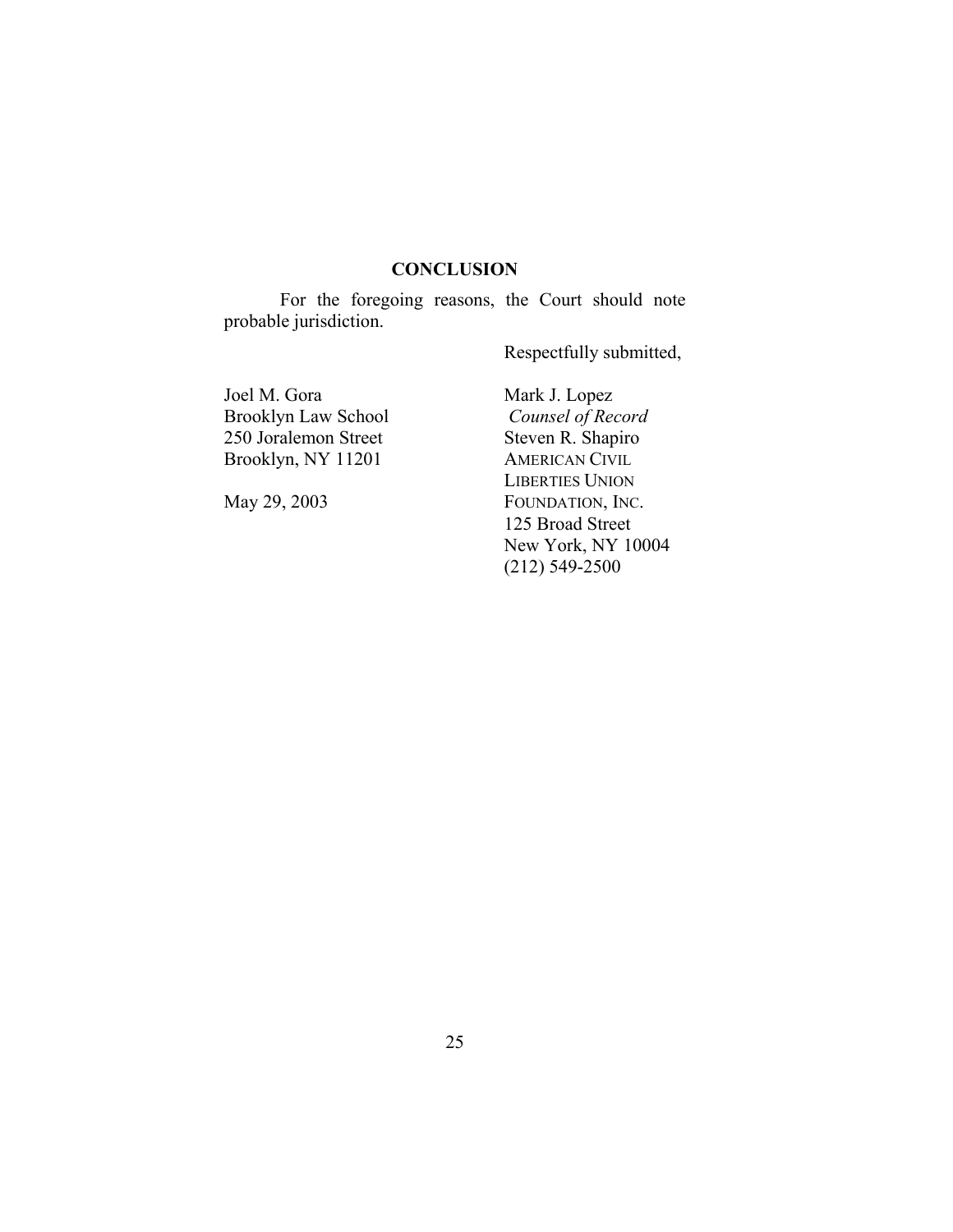## CONCLUSION

For the foregoing reasons, the Court should note probable jurisdiction.

Respectfully submitted,

Joel M. Gora
Brooklyn Law School
250 Joralemon Street
Brooklyn, NY 11201

May 29, 2003

Mark J. Lopez
*Counsel of Record*
Steven R. Shapiro
AMERICAN CIVIL LIBERTIES UNION FOUNDATION, INC.
125 Broad Street
New York, NY 10004
(212) 549-2500